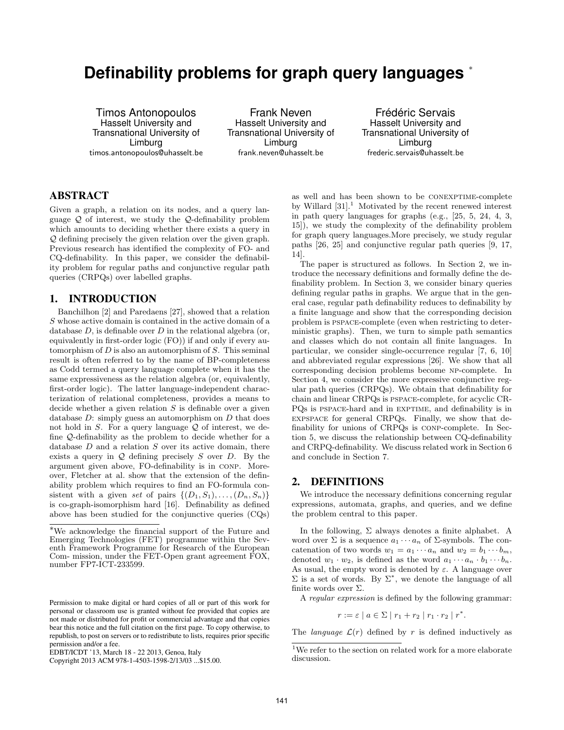# Definability problems for graph query languages *

Timos Antonopoulos
Hasselt University and Transnational University of Limburg
timos.antonopoulos@uhasselt.be

Frank Neven
Hasselt University and Transnational University of Limburg
frank.neven@uhasselt.be

Frédéric Servais
Hasselt University and Transnational University of Limburg
frederic.servais@uhasselt.be

## ABSTRACT

Given a graph, a relation on its nodes, and a query language $\mathcal{Q}$ of interest, we study the $\mathcal{Q}$-definability problem which amounts to deciding whether there exists a query in $\mathcal{Q}$ defining precisely the given relation over the given graph. Previous research has identified the complexity of FO- and CQ-definability. In this paper, we consider the definability problem for regular paths and conjunctive regular path queries (CRPQs) over labelled graphs.

## 1. INTRODUCTION

Banchilhon [2] and Paredaens [27], showed that a relation $S$ whose active domain is contained in the active domain of a database $D$, is definable over $D$ in the relational algebra (or, equivalently in first-order logic (FO)) if and only if every automorphism of $D$ is also an automorphism of $S$. This seminal result is often referred to by the name of BP-completeness as Codd termed a query language complete when it has the same expressiveness as the relation algebra (or, equivalently, first-order logic). The latter language-independent characterization of relational completeness, provides a means to decide whether a given relation $S$ is definable over a given database $D$: simply guess an automorphism on $D$ that does not hold in $S$. For a query language $\mathcal{Q}$ of interest, we define $\mathcal{Q}$-definability as the problem to decide whether for a database $D$ and a relation $S$ over its active domain, there exists a query in $\mathcal{Q}$ defining precisely $S$ over $D$. By the argument given above, FO-definability is in CONP. Moreover, Fletcher at al. show that the extension of the definability problem which requires to find an FO-formula consistent with a given *set* of pairs $\{(D_1, S_1), \dots, (D_n, S_n)\}$ is co-graph-isomorphism hard [16]. Definability as defined above has been studied for the conjunctive queries (CQs) as well and has been shown to be CONEXPTIME-complete by Willard [31].[1] Motivated by the recent renewed interest in path query languages for graphs (e.g., [25, 5, 24, 4, 3, 15]), we study the complexity of the definability problem for graph query languages.More precisely, we study regular paths [26, 25] and conjunctive regular path queries [9, 17, 14].

The paper is structured as follows. In Section 2, we introduce the necessary definitions and formally define the definability problem. In Section 3, we consider binary queries defining regular paths in graphs. We argue that in the general case, regular path definability reduces to definability by a finite language and show that the corresponding decision problem is PSPACE-complete (even when restricting to deterministic graphs). Then, we turn to simple path semantics and classes which do not contain all finite languages. In particular, we consider single-occurrence regular [7, 6, 10] and abbreviated regular expressions [26]. We show that all corresponding decision problems become NP-complete. In Section 4, we consider the more expressive conjunctive regular path queries (CRPQs). We obtain that definability for chain and linear CRPQs is PSPACE-complete, for acyclic CRPQs is PSPACE-hard and in EXPTIME, and definability is in EXPSPACE for general CRPQs. Finally, we show that definability for unions of CRPQs is CONP-complete. In Section 5, we discuss the relationship between CQ-definability and CRPQ-definability. We discuss related work in Section 6 and conclude in Section 7.

## 2. DEFINITIONS

We introduce the necessary definitions concerning regular expressions, automata, graphs, and queries, and we define the problem central to this paper.

In the following, $\Sigma$ always denotes a finite alphabet. A word over $\Sigma$ is a sequence $a_1 \cdots a_n$ of $\Sigma$-symbols. The concatenation of two words $w_1 = a_1 \cdots a_n$ and $w_2 = b_1 \cdots b_m$, denoted $w_1 \cdot w_2$, is defined as the word $a_1 \cdots a_n \cdot b_1 \cdots b_n$. As usual, the empty word is denoted by $\varepsilon$. A language over $\Sigma$ is a set of words. By $\Sigma^*$, we denote the language of all finite words over $\Sigma$.

A *regular expression* is defined by the following grammar:

$$r := \varepsilon \mid a \in \Sigma \mid r_1 + r_2 \mid r_1 \cdot r_2 \mid r^*.$$

The *language* $\mathcal{L}(r)$ defined by $r$ is defined inductively as

*We acknowledge the financial support of the Future and Emerging Technologies (FET) programme within the Seventh Framework Programme for Research of the European Com- mission, under the FET-Open grant agreement FOX, number FP7-ICT-233599.

[1] We refer to the section on related work for a more elaborate discussion.

Permission to make digital or hard copies of all or part of this work for personal or classroom use is granted without fee provided that copies are not made or distributed for profit or commercial advantage and that copies bear this notice and the full citation on the first page. To copy otherwise, to republish, to post on servers or to redistribute to lists, requires prior specific permission and/or a fee.
EDBT/ICDT '13, March 18 - 22 2013, Genoa, Italy
Copyright 2013 ACM 978-1-4503-1598-2/13/03 ...$15.00.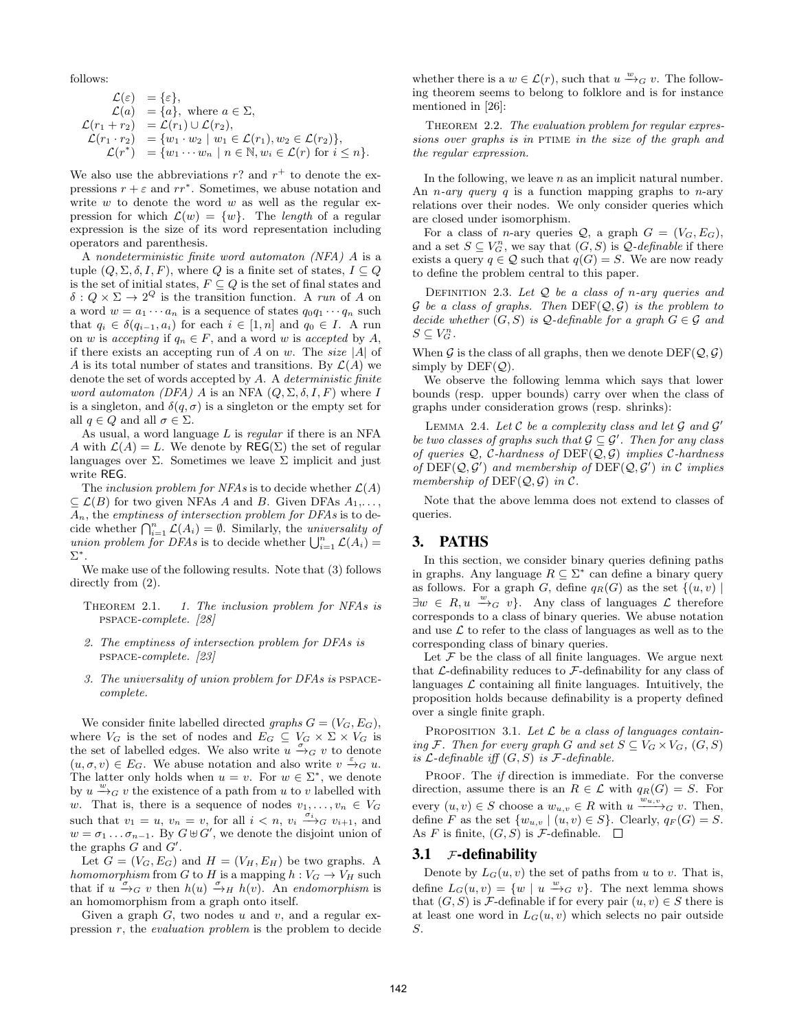follows:

$$
\begin{aligned}
\mathcal{L}(\varepsilon) &= \{\varepsilon\}, \\
\mathcal{L}(a) &= \{a\}, \text{ where } a \in \Sigma, \\
\mathcal{L}(r_1 + r_2) &= \mathcal{L}(r_1) \cup \mathcal{L}(r_2), \\
\mathcal{L}(r_1 \cdot r_2) &= \{w_1 \cdot w_2 \mid w_1 \in \mathcal{L}(r_1), w_2 \in \mathcal{L}(r_2)\}, \\
\mathcal{L}(r^*) &= \{w_1 \cdots w_n \mid n \in \mathbb{N}, w_i \in \mathcal{L}(r) \text{ for } i \le n\}.
\end{aligned}
$$

We also use the abbreviations $r?$ and $r^+$ to denote the expressions $r + \varepsilon$ and $rr^*$. Sometimes, we abuse notation and write $w$ to denote the word $w$ as well as the regular expression for which $\mathcal{L}(w) = \{w\}$. The *length* of a regular expression is the size of its word representation including operators and parenthesis.

A *nondeterministic finite word automaton (NFA)* $A$ is a tuple $(Q, \Sigma, \delta, I, F)$, where $Q$ is a finite set of states, $I \subseteq Q$ is the set of initial states, $F \subseteq Q$ is the set of final states and $\delta : Q \times \Sigma \to 2^Q$ is the transition function. A *run* of $A$ on a word $w = a_1 \cdots a_n$ is a sequence of states $q_0 q_1 \cdots q_n$ such that $q_i \in \delta(q_{i-1}, a_i)$ for each $i \in [1, n]$ and $q_0 \in I$. A run on $w$ is *accepting* if $q_n \in F$, and a word $w$ is *accepted* by $A$, if there exists an accepting run of $A$ on $w$. The *size* $|A|$ of $A$ is its total number of states and transitions. By $\mathcal{L}(A)$ we denote the set of words accepted by $A$. A *deterministic finite word automaton (DFA)* $A$ is an NFA $(Q, \Sigma, \delta, I, F)$ where $I$ is a singleton, and $\delta(q, \sigma)$ is a singleton or the empty set for all $q \in Q$ and all $\sigma \in \Sigma$.

As usual, a word language $L$ is *regular* if there is an NFA $A$ with $\mathcal{L}(A) = L$. We denote by $\mathsf{REG}(\Sigma)$ the set of regular languages over $\Sigma$. Sometimes we leave $\Sigma$ implicit and just write $\mathsf{REG}$.

The *inclusion problem for NFAs* is to decide whether $\mathcal{L}(A) \subseteq \mathcal{L}(B)$ for two given NFAs $A$ and $B$. Given DFAs $A_1, \ldots, A_n$, the *emptiness of intersection problem for DFAs* is to decide whether $\bigcap_{i=1}^n \mathcal{L}(A_i) = \emptyset$. Similarly, the *universality of union problem for DFAs* is to decide whether $\bigcup_{i=1}^n \mathcal{L}(A_i) = \Sigma^*$.

We make use of the following results. Note that (3) follows directly from (2).

Theorem 2.1.
1. *The inclusion problem for NFAs is* pspace*-complete. [28]*
2. *The emptiness of intersection problem for DFAs is* pspace*-complete. [23]*
3. *The universality of union problem for DFAs is* pspace*-complete.*

We consider finite labelled directed *graphs* $G = (V_G, E_G)$, where $V_G$ is the set of nodes and $E_G \subseteq V_G \times \Sigma \times V_G$ is the set of labelled edges. We also write $u \xrightarrow{\sigma}_G v$ to denote $(u, \sigma, v) \in E_G$. We abuse notation and also write $v \xrightarrow{\varepsilon}_G u$. The latter only holds when $u = v$. For $w \in \Sigma^*$, we denote by $u \xrightarrow{w}_G v$ the existence of a path from $u$ to $v$ labelled with $w$. That is, there is a sequence of nodes $v_1, \ldots, v_n \in V_G$ such that $v_1 = u$, $v_n = v$, for all $i < n$, $v_i \xrightarrow{\sigma_i}_G v_{i+1}$, and $w = \sigma_1 \ldots \sigma_{n-1}$. By $G \uplus G'$, we denote the disjoint union of the graphs $G$ and $G'$.

Let $G = (V_G, E_G)$ and $H = (V_H, E_H)$ be two graphs. A *homomorphism* from $G$ to $H$ is a mapping $h : V_G \to V_H$ such that if $u \xrightarrow{\sigma}_G v$ then $h(u) \xrightarrow{\sigma}_H h(v)$. An *endomorphism* is an homomorphism from a graph onto itself.

Given a graph $G$, two nodes $u$ and $v$, and a regular expression $r$, the *evaluation problem* is the problem to decide whether there is a $w \in \mathcal{L}(r)$, such that $u \xrightarrow{w}_G v$. The following theorem seems to belong to folklore and is for instance mentioned in [26]:

Theorem 2.2. *The evaluation problem for regular expressions over graphs is in* ptime *in the size of the graph and the regular expression.*

In the following, we leave $n$ as an implicit natural number. An *$n$-ary query* $q$ is a function mapping graphs to $n$-ary relations over their nodes. We only consider queries which are closed under isomorphism.

For a class of $n$-ary queries $\mathcal{Q}$, a graph $G = (V_G, E_G)$, and a set $S \subseteq V_G^n$, we say that $(G, S)$ is *$\mathcal{Q}$-definable* if there exists a query $q \in \mathcal{Q}$ such that $q(G) = S$. We are now ready to define the problem central to this paper.

Definition 2.3. *Let $\mathcal{Q}$ be a class of $n$-ary queries and $\mathcal{G}$ be a class of graphs. Then* $\text{DEF}(\mathcal{Q}, \mathcal{G})$ *is the problem to decide whether $(G, S)$ is $\mathcal{Q}$-definable for a graph $G \in \mathcal{G}$ and $S \subseteq V_G^n$.*

When $\mathcal{G}$ is the class of all graphs, then we denote $\text{DEF}(\mathcal{Q}, \mathcal{G})$ simply by $\text{DEF}(\mathcal{Q})$.

We observe the following lemma which says that lower bounds (resp. upper bounds) carry over when the class of graphs under consideration grows (resp. shrinks):

Lemma 2.4. *Let $\mathcal{C}$ be a complexity class and let $\mathcal{G}$ and $\mathcal{G}'$ be two classes of graphs such that $\mathcal{G} \subseteq \mathcal{G}'$. Then for any class of queries $\mathcal{Q}$, $\mathcal{C}$-hardness of $\text{DEF}(\mathcal{Q}, \mathcal{G})$ implies $\mathcal{C}$-hardness of $\text{DEF}(\mathcal{Q}, \mathcal{G}')$ and membership of $\text{DEF}(\mathcal{Q}, \mathcal{G}')$ in $\mathcal{C}$ implies membership of $\text{DEF}(\mathcal{Q}, \mathcal{G})$ in $\mathcal{C}$.*

Note that the above lemma does not extend to classes of queries.

# 3. PATHS

In this section, we consider binary queries defining paths in graphs. Any language $R \subseteq \Sigma^*$ can define a binary query as follows. For a graph $G$, define $q_R(G)$ as the set $\{(u, v) \mid \exists w \in R, u \xrightarrow{w}_G v\}$. Any class of languages $\mathcal{L}$ therefore corresponds to a class of binary queries. We abuse notation and use $\mathcal{L}$ to refer to the class of languages as well as to the corresponding class of binary queries.

Let $\mathcal{F}$ be the class of all finite languages. We argue next that $\mathcal{L}$-definability reduces to $\mathcal{F}$-definability for any class of languages $\mathcal{L}$ containing all finite languages. Intuitively, the proposition holds because definability is a property defined over a single finite graph.

Proposition 3.1. *Let $\mathcal{L}$ be a class of languages containing $\mathcal{F}$. Then for every graph $G$ and set $S \subseteq V_G \times V_G$, $(G, S)$ is $\mathcal{L}$-definable iff $(G, S)$ is $\mathcal{F}$-definable.*

Proof. The *if* direction is immediate. For the converse direction, assume there is an $R \in \mathcal{L}$ with $q_R(G) = S$. For every $(u, v) \in S$ choose a $w_{u,v} \in R$ with $u \xrightarrow{w_{u,v}}_G v$. Then, define $F$ as the set $\{w_{u,v} \mid (u, v) \in S\}$. Clearly, $q_F(G) = S$. As $F$ is finite, $(G, S)$ is $\mathcal{F}$-definable. $\square$

## 3.1 $\mathcal{F}$-definability

Denote by $L_G(u, v)$ the set of paths from $u$ to $v$. That is, define $L_G(u, v) = \{w \mid u \xrightarrow{w}_G v\}$. The next lemma shows that $(G, S)$ is $\mathcal{F}$-definable if for every pair $(u, v) \in S$ there is at least one word in $L_G(u, v)$ which selects no pair outside $S$.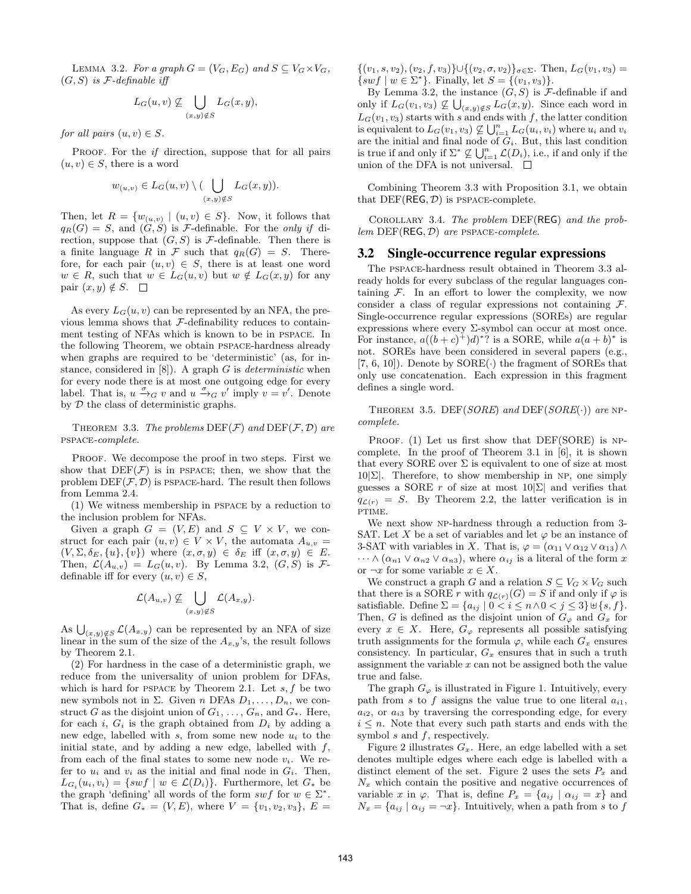LEMMA 3.2. *For a graph $G = (V_G, E_G)$ and $S \subseteq V_G \times V_G$, $(G, S)$ is $\mathcal{F}$-definable iff*

$$L_G(u, v) \not\subseteq \bigcup_{(x,y)\notin S} L_G(x, y),$$

*for all pairs $(u, v) \in S$.*

PROOF. For the *if* direction, suppose that for all pairs $(u, v) \in S$, there is a word

$$w_{(u,v)} \in L_G(u, v) \setminus (\bigcup_{(x,y)\notin S} L_G(x, y)).$$

Then, let $R = \{w_{(u,v)} \mid (u, v) \in S\}$. Now, it follows that $q_R(G) = S$, and $(G, S)$ is $\mathcal{F}$-definable. For the *only if* direction, suppose that $(G, S)$ is $\mathcal{F}$-definable. Then there is a finite language $R$ in $\mathcal{F}$ such that $q_R(G) = S$. Therefore, for each pair $(u, v) \in S$, there is at least one word $w \in R$, such that $w \in L_G(u, v)$ but $w \notin L_G(x, y)$ for any pair $(x, y) \notin S$. $\square$

As every $L_G(u, v)$ can be represented by an NFA, the previous lemma shows that $\mathcal{F}$-definability reduces to containment testing of NFAs which is known to be in PSPACE. In the following Theorem, we obtain PSPACE-hardness already when graphs are required to be 'deterministic' (as, for instance, considered in [8]). A graph $G$ is *deterministic* when for every node there is at most one outgoing edge for every label. That is, $u \xrightarrow{\sigma}_G v$ and $u \xrightarrow{\sigma}_G v'$ imply $v = v'$. Denote by $\mathcal{D}$ the class of deterministic graphs.

THEOREM 3.3. *The problems $\mathrm{DEF}(\mathcal{F})$ and $\mathrm{DEF}(\mathcal{F}, \mathcal{D})$ are* PSPACE*-complete.*

PROOF. We decompose the proof in two steps. First we show that $\mathrm{DEF}(\mathcal{F})$ is in PSPACE; then, we show that the problem $\mathrm{DEF}(\mathcal{F}, \mathcal{D})$ is PSPACE-hard. The result then follows from Lemma 2.4.

(1) We witness membership in PSPACE by a reduction to the inclusion problem for NFAs.

Given a graph $G = (V, E)$ and $S \subseteq V \times V$, we construct for each pair $(u, v) \in V \times V$, the automata $A_{u,v} = (V, \Sigma, \delta_E, \{u\}, \{v\})$ where $(x, \sigma, y) \in \delta_E$ iff $(x, \sigma, y) \in E$. Then, $\mathcal{L}(A_{u,v}) = L_G(u, v)$. By Lemma 3.2, $(G, S)$ is $\mathcal{F}$-definable iff for every $(u, v) \in S$,

$$\mathcal{L}(A_{u,v}) \not\subseteq \bigcup_{(x,y)\notin S} \mathcal{L}(A_{x,y}).$$

As $\bigcup_{(x,y)\notin S} \mathcal{L}(A_{x,y})$ can be represented by an NFA of size linear in the sum of the size of the $A_{x,y}$'s, the result follows by Theorem 2.1.

(2) For hardness in the case of a deterministic graph, we reduce from the universality of union problem for DFAs, which is hard for PSPACE by Theorem 2.1. Let $s, f$ be two new symbols not in $\Sigma$. Given $n$ DFAs $D_1, \ldots, D_n$, we construct $G$ as the disjoint union of $G_1, \ldots, G_n$, and $G_*$. Here, for each $i$, $G_i$ is the graph obtained from $D_i$ by adding a new edge, labelled with $s$, from some new node $u_i$ to the initial state, and by adding a new edge, labelled with $f$, from each of the final states to some new node $v_i$. We refer to $u_i$ and $v_i$ as the initial and final node in $G_i$. Then, $L_{G_i}(u_i, v_i) = \{swf \mid w \in \mathcal{L}(D_i)\}$. Furthermore, let $G_*$ be the graph 'defining' all words of the form $swf$ for $w \in \Sigma^*$. That is, define $G_* = (V, E)$, where $V = \{v_1, v_2, v_3\}$, $E = \{(v_1, s, v_2), (v_2, f, v_3)\} \cup \{(v_2, \sigma, v_2)\}_{\sigma\in\Sigma}$. Then, $L_G(v_1, v_3) = \{swf \mid w \in \Sigma^*\}$. Finally, let $S = \{(v_1, v_3)\}$.

By Lemma 3.2, the instance $(G, S)$ is $\mathcal{F}$-definable if and only if $L_G(v_1, v_3) \not\subseteq \bigcup_{(x,y)\notin S} L_G(x, y)$. Since each word in $L_G(v_1, v_3)$ starts with $s$ and ends with $f$, the latter condition is equivalent to $L_G(v_1, v_3) \not\subseteq \bigcup_{i=1}^n L_G(u_i, v_i)$ where $u_i$ and $v_i$ are the initial and final node of $G_i$. But, this last condition is true if and only if $\Sigma^* \not\subseteq \bigcup_{i=1}^n \mathcal{L}(D_i)$, i.e., if and only if the union of the DFA is not universal. $\square$

Combining Theorem 3.3 with Proposition 3.1, we obtain that $\mathrm{DEF}(\mathsf{REG}, \mathcal{D})$ is PSPACE-complete.

COROLLARY 3.4. *The problem $\mathrm{DEF}(\mathsf{REG})$ and the problem $\mathrm{DEF}(\mathsf{REG}, \mathcal{D})$ are* PSPACE*-complete.*

## 3.2 Single-occurrence regular expressions

The PSPACE-hardness result obtained in Theorem 3.3 already holds for every subclass of the regular languages containing $\mathcal{F}$. In an effort to lower the complexity, we now consider a class of regular expressions not containing $\mathcal{F}$. Single-occurrence regular expressions (SOREs) are regular expressions where every $\Sigma$-symbol can occur at most once. For instance, $a((b + c)^+)d)^*?$ is a SORE, while $a(a + b)^*$ is not. SOREs have been considered in several papers (e.g., [7, 6, 10]). Denote by $\mathrm{SORE}(\cdot)$ the fragment of SOREs that only use concatenation. Each expression in this fragment defines a single word.

THEOREM 3.5. *$\mathrm{DEF}(SORE)$ and $\mathrm{DEF}(SORE(\cdot))$ are* NP*-complete.*

PROOF. (1) Let us first show that DEF(SORE) is NP-complete. In the proof of Theorem 3.1 in [6], it is shown that every SORE over $\Sigma$ is equivalent to one of size at most $10|\Sigma|$. Therefore, to show membership in NP, one simply guesses a SORE $r$ of size at most $10|\Sigma|$ and verifies that $q_{\mathcal{L}(r)} = S$. By Theorem 2.2, the latter verification is in PTIME.

We next show NP-hardness through a reduction from 3-SAT. Let $X$ be a set of variables and let $\varphi$ be an instance of 3-SAT with variables in $X$. That is, $\varphi = (\alpha_{11} \vee \alpha_{12} \vee \alpha_{13}) \wedge \cdots \wedge (\alpha_{n1} \vee \alpha_{n2} \vee \alpha_{n3})$, where $\alpha_{ij}$ is a literal of the form $x$ or $\neg x$ for some variable $x \in X$.

We construct a graph $G$ and a relation $S \subseteq V_G \times V_G$ such that there is a SORE $r$ with $q_{\mathcal{L}(r)}(G) = S$ if and only if $\varphi$ is satisfiable. Define $\Sigma = \{a_{ij} \mid 0 < i \le n \wedge 0 < j \le 3\} \uplus \{s, f\}$. Then, $G$ is defined as the disjoint union of $G_\varphi$ and $G_x$ for every $x \in X$. Here, $G_\varphi$ represents all possible satisfying truth assignments for the formula $\varphi$, while each $G_x$ ensures consistency. In particular, $G_x$ ensures that in such a truth assignment the variable $x$ can not be assigned both the value true and false.

The graph $G_\varphi$ is illustrated in Figure 1. Intuitively, every path from $s$ to $f$ assigns the value true to one literal $a_{i1}$, $a_{i2}$, or $a_{i3}$ by traversing the corresponding edge, for every $i \le n$. Note that every such path starts and ends with the symbol $s$ and $f$, respectively.

Figure 2 illustrates $G_x$. Here, an edge labelled with a set denotes multiple edges where each edge is labelled with a distinct element of the set. Figure 2 uses the sets $P_x$ and $N_x$ which contain the positive and negative occurrences of variable $x$ in $\varphi$. That is, define $P_x = \{a_{ij} \mid \alpha_{ij} = x\}$ and $N_x = \{a_{ij} \mid \alpha_{ij} = \neg x\}$. Intuitively, when a path from $s$ to $f$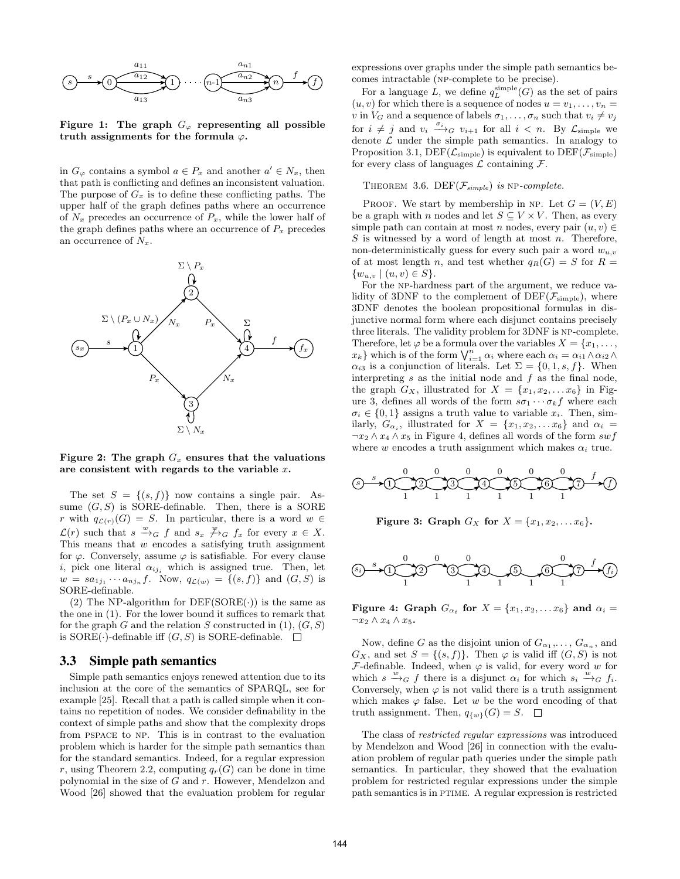Figure 1: The graph $G_\varphi$ representing all possible truth assignments for the formula $\varphi$.

in $G_\varphi$ contains a symbol $a \in P_x$ and another $a' \in N_x$, then that path is conflicting and defines an inconsistent valuation. The purpose of $G_x$ is to define these conflicting paths. The upper half of the graph defines paths where an occurrence of $N_x$ precedes an occurrence of $P_x$, while the lower half of the graph defines paths where an occurrence of $P_x$ precedes an occurrence of $N_x$.

Figure 2: The graph $G_x$ ensures that the valuations are consistent with regards to the variable $x$.

The set $S = \{(s, f)\}$ now contains a single pair. Assume $(G, S)$ is SORE-definable. Then, there is a SORE $r$ with $q_{\mathcal{L}(r)}(G) = S$. In particular, there is a word $w \in \mathcal{L}(r)$ such that $s \xrightarrow{w}_G f$ and $s_x \not\xrightarrow{w}_G f_x$ for every $x \in X$. This means that $w$ encodes a satisfying truth assignment for $\varphi$. Conversely, assume $\varphi$ is satisfiable. For every clause $i$, pick one literal $\alpha_{ij_i}$ which is assigned true. Then, let $w = sa_{1j_1} \cdots a_{nj_n}f$. Now, $q_{\mathcal{L}(w)} = \{(s, f)\}$ and $(G, S)$ is SORE-definable.

(2) The NP-algorithm for DEF(SORE($\cdot$)) is the same as the one in (1). For the lower bound it suffices to remark that for the graph $G$ and the relation $S$ constructed in (1), $(G, S)$ is SORE($\cdot$)-definable iff $(G, S)$ is SORE-definable. □

### 3.3 Simple path semantics

Simple path semantics enjoys renewed attention due to its inclusion at the core of the semantics of SPARQL, see for example [25]. Recall that a path is called simple when it contains no repetition of nodes. We consider definability in the context of simple paths and show that the complexity drops from PSPACE to NP. This is in contrast to the evaluation problem which is harder for the simple path semantics than for the standard semantics. Indeed, for a regular expression $r$, using Theorem 2.2, computing $q_r(G)$ can be done in time polynomial in the size of $G$ and $r$. However, Mendelzon and Wood [26] showed that the evaluation problem for regular expressions over graphs under the simple path semantics becomes intractable (NP-complete to be precise).

For a language $L$, we define $q_L^{\text{simple}}(G)$ as the set of pairs $(u, v)$ for which there is a sequence of nodes $u = v_1, \ldots, v_n = v$ in $V_G$ and a sequence of labels $\sigma_1, \ldots, \sigma_n$ such that $v_i \neq v_j$ for $i \neq j$ and $v_i \xrightarrow{\sigma_i}_G v_{i+1}$ for all $i < n$. By $\mathcal{L}_{\text{simple}}$ we denote $\mathcal{L}$ under the simple path semantics. In analogy to Proposition 3.1, DEF($\mathcal{L}_{\text{simple}}$) is equivalent to DEF($\mathcal{F}_{\text{simple}}$) for every class of languages $\mathcal{L}$ containing $\mathcal{F}$.

THEOREM 3.6. *DEF($\mathcal{F}_{simple}$) is NP-complete.*

PROOF. We start by membership in NP. Let $G = (V, E)$ be a graph with $n$ nodes and let $S \subseteq V \times V$. Then, as every simple path can contain at most $n$ nodes, every pair $(u, v) \in S$ is witnessed by a word of length at most $n$. Therefore, non-deterministically guess for every such pair a word $w_{u,v}$ of at most length $n$, and test whether $q_R(G) = S$ for $R = \{w_{u,v} \mid (u, v) \in S\}$.

For the NP-hardness part of the argument, we reduce validity of 3DNF to the complement of DEF($\mathcal{F}_{\text{simple}}$), where 3DNF denotes the boolean propositional formulas in disjunctive normal form where each disjunct contains precisely three literals. The validity problem for 3DNF is NP-complete. Therefore, let $\varphi$ be a formula over the variables $X = \{x_1, \ldots, x_k\}$ which is of the form $\bigvee_{i=1}^{n} \alpha_i$ where each $\alpha_i = \alpha_{i1} \wedge \alpha_{i2} \wedge \alpha_{i3}$ is a conjunction of literals. Let $\Sigma = \{0, 1, s, f\}$. When interpreting $s$ as the initial node and $f$ as the final node, the graph $G_X$, illustrated for $X = \{x_1, x_2, \ldots x_6\}$ in Figure 3, defines all words of the form $s\sigma_1 \cdots \sigma_k f$ where each $\sigma_i \in \{0, 1\}$ assigns a truth value to variable $x_i$. Then, similarly, $G_{\alpha_i}$, illustrated for $X = \{x_1, x_2, \ldots x_6\}$ and $\alpha_i = \neg x_2 \wedge x_4 \wedge x_5$ in Figure 4, defines all words of the form $swf$ where $w$ encodes a truth assignment which makes $\alpha_i$ true.

Figure 3: Graph $G_X$ for $X = \{x_1, x_2, \ldots x_6\}$.

Figure 4: Graph $G_{\alpha_i}$ for $X = \{x_1, x_2, \ldots x_6\}$ and $\alpha_i = \neg x_2 \wedge x_4 \wedge x_5$.

Now, define $G$ as the disjoint union of $G_{\alpha_1}, \ldots, G_{\alpha_n}$, and $G_X$, and set $S = \{(s, f)\}$. Then $\varphi$ is valid iff $(G, S)$ is not $\mathcal{F}$-definable. Indeed, when $\varphi$ is valid, for every word $w$ for which $s \xrightarrow{w}_G f$ there is a disjunct $\alpha_i$ for which $s_i \xrightarrow{w}_G f_i$. Conversely, when $\varphi$ is not valid there is a truth assignment which makes $\varphi$ false. Let $w$ be the word encoding of that truth assignment. Then, $q_{\{w\}}(G) = S$. □

The class of *restricted regular expressions* was introduced by Mendelzon and Wood [26] in connection with the evaluation problem of regular path queries under the simple path semantics. In particular, they showed that the evaluation problem for restricted regular expressions under the simple path semantics is in PTIME. A regular expression is restricted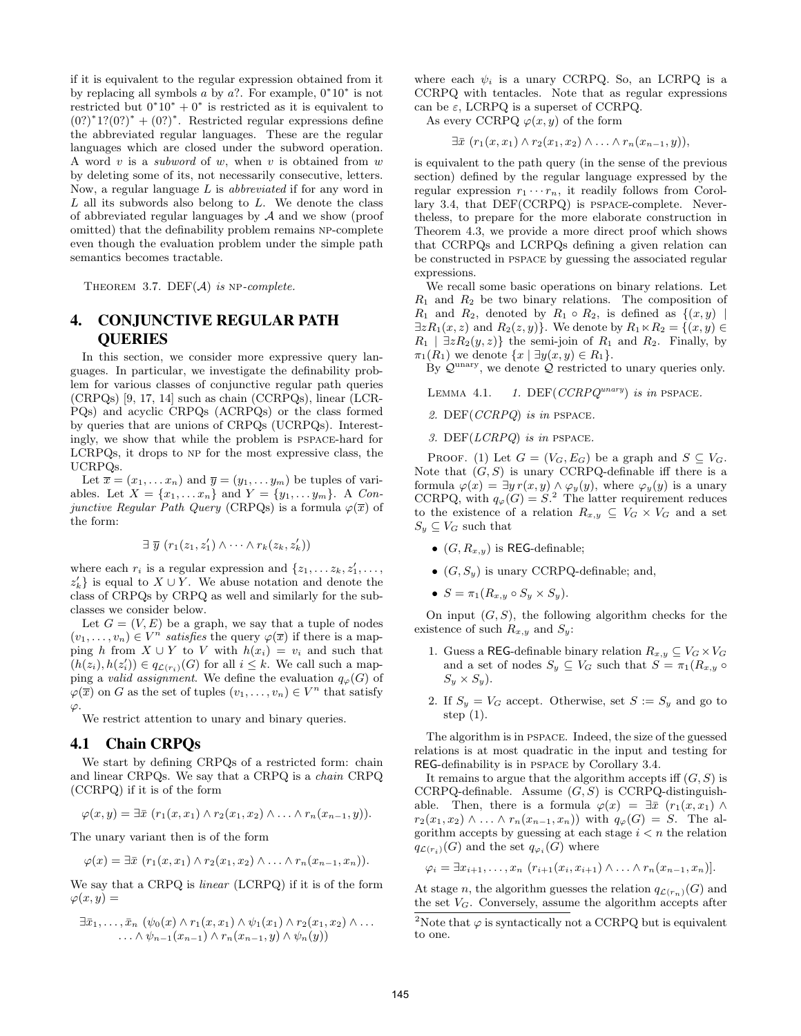if it is equivalent to the regular expression obtained from it by replacing all symbols $a$ by $a?$. For example, $0^*10^*$ is not restricted but $0^*10^* + 0^*$ is restricted as it is equivalent to $(0?)^*1?(0?)^* + (0?)^*$. Restricted regular expressions define the abbreviated regular languages. These are the regular languages which are closed under the subword operation. A word $v$ is a *subword* of $w$, when $v$ is obtained from $w$ by deleting some of its, not necessarily consecutive, letters. Now, a regular language $L$ is *abbreviated* if for any word in $L$ all its subwords also belong to $L$. We denote the class of abbreviated regular languages by $\mathcal{A}$ and we show (proof omitted) that the definability problem remains NP-complete even though the evaluation problem under the simple path semantics becomes tractable.

THEOREM 3.7. *DEF($\mathcal{A}$) is* NP*-complete.*

# 4. CONJUNCTIVE REGULAR PATH QUERIES

In this section, we consider more expressive query languages. In particular, we investigate the definability problem for various classes of conjunctive regular path queries (CRPQs) [9, 17, 14] such as chain (CCRPQs), linear (LCRPQs) and acyclic CRPQs (ACRPQs) or the class formed by queries that are unions of CRPQs (UCRPQs). Interestingly, we show that while the problem is PSPACE-hard for LCRPQs, it drops to NP for the most expressive class, the UCRPQs.

Let $\overline{x} = (x_1, \ldots x_n)$ and $\overline{y} = (y_1, \ldots y_m)$ be tuples of variables. Let $X = \{x_1, \ldots x_n\}$ and $Y = \{y_1, \ldots y_m\}$. A *Conjunctive Regular Path Query* (CRPQs) is a formula $\varphi(\overline{x})$ of the form:

$$\exists\ \overline{y}\ (r_1(z_1, z_1') \wedge \cdots \wedge r_k(z_k, z_k'))$$

where each $r_i$ is a regular expression and $\{z_1, \ldots z_k, z_1', \ldots, z_k'\}$ is equal to $X \cup Y$. We abuse notation and denote the class of CRPQs by CRPQ as well and similarly for the subclasses we consider below.

Let $G = (V, E)$ be a graph, we say that a tuple of nodes $(v_1, \ldots, v_n) \in V^n$ *satisfies* the query $\varphi(\overline{x})$ if there is a mapping $h$ from $X \cup Y$ to $V$ with $h(x_i) = v_i$ and such that $(h(z_i), h(z_i')) \in q_{\mathcal{L}(r_i)}(G)$ for all $i \leq k$. We call such a mapping a *valid assignment*. We define the evaluation $q_\varphi(G)$ of $\varphi(\overline{x})$ on $G$ as the set of tuples $(v_1, \ldots, v_n) \in V^n$ that satisfy $\varphi$.

We restrict attention to unary and binary queries.

## 4.1 Chain CRPQs

We start by defining CRPQs of a restricted form: chain and linear CRPQs. We say that a CRPQ is a *chain* CRPQ (CCRPQ) if it is of the form

$$\varphi(x, y) = \exists \bar{x}\ (r_1(x, x_1) \wedge r_2(x_1, x_2) \wedge \ldots \wedge r_n(x_{n-1}, y)).$$

The unary variant then is of the form

$$\varphi(x) = \exists \bar{x}\ (r_1(x, x_1) \wedge r_2(x_1, x_2) \wedge \ldots \wedge r_n(x_{n-1}, x_n)).$$

We say that a CRPQ is *linear* (LCRPQ) if it is of the form $\varphi(x, y) =$

$$\exists \bar{x}_1, \ldots, \bar{x}_n\ (\psi_0(x) \wedge r_1(x, x_1) \wedge \psi_1(x_1) \wedge r_2(x_1, x_2) \wedge \ldots \\ \ldots \wedge \psi_{n-1}(x_{n-1}) \wedge r_n(x_{n-1}, y) \wedge \psi_n(y))$$

where each $\psi_i$ is a unary CCRPQ. So, an LCRPQ is a CCRPQ with tentacles. Note that as regular expressions can be $\varepsilon$, LCRPQ is a superset of CCRPQ.

As every CCRPQ $\varphi(x, y)$ of the form

$$\exists \bar{x}\ (r_1(x, x_1) \wedge r_2(x_1, x_2) \wedge \ldots \wedge r_n(x_{n-1}, y)),$$

is equivalent to the path query (in the sense of the previous section) defined by the regular language expressed by the regular expression $r_1 \cdots r_n$, it readily follows from Corollary 3.4, that DEF(CCRPQ) is PSPACE-complete. Nevertheless, to prepare for the more elaborate construction in Theorem 4.3, we provide a more direct proof which shows that CCRPQs and LCRPQs defining a given relation can be constructed in PSPACE by guessing the associated regular expressions.

We recall some basic operations on binary relations. Let $R_1$ and $R_2$ be two binary relations. The composition of $R_1$ and $R_2$, denoted by $R_1 \circ R_2$, is defined as $\{(x, y) \mid \exists z R_1(x, z) \text{ and } R_2(z, y)\}$. We denote by $R_1 \ltimes R_2 = \{(x, y) \in R_1 \mid \exists z R_2(y, z)\}$ the semi-join of $R_1$ and $R_2$. Finally, by $\pi_1(R_1)$ we denote $\{x \mid \exists y (x, y) \in R_1\}$.

By $\mathcal{Q}^{\text{unary}}$, we denote $\mathcal{Q}$ restricted to unary queries only.

LEMMA 4.1. *1. DEF($CCRPQ^{unary}$) is in* PSPACE*.*

*2. DEF($CCRPQ$) is in* PSPACE*.*

*3. DEF($LCRPQ$) is in* PSPACE*.*

PROOF. (1) Let $G = (V_G, E_G)$ be a graph and $S \subseteq V_G$. Note that $(G, S)$ is unary CCRPQ-definable iff there is a formula $\varphi(x) = \exists y\, r(x, y) \wedge \varphi_y(y)$, where $\varphi_y(y)$ is a unary CCRPQ, with $q_\varphi(G) = S$.[2] The latter requirement reduces to the existence of a relation $R_{x,y} \subseteq V_G \times V_G$ and a set $S_y \subseteq V_G$ such that

- $(G, R_{x,y})$ is REG-definable;
- $(G, S_y)$ is unary CCRPQ-definable; and,
- $S = \pi_1(R_{x,y} \circ S_y \times S_y)$.

On input $(G, S)$, the following algorithm checks for the existence of such $R_{x,y}$ and $S_y$:

1. Guess a REG-definable binary relation $R_{x,y} \subseteq V_G \times V_G$ and a set of nodes $S_y \subseteq V_G$ such that $S = \pi_1(R_{x,y} \circ S_y \times S_y)$.
2. If $S_y = V_G$ accept. Otherwise, set $S := S_y$ and go to step (1).

The algorithm is in PSPACE. Indeed, the size of the guessed relations is at most quadratic in the input and testing for REG-definability is in PSPACE by Corollary 3.4.

It remains to argue that the algorithm accepts iff $(G, S)$ is CCRPQ-definable. Assume $(G, S)$ is CCRPQ-distinguishable. Then, there is a formula $\varphi(x) = \exists \bar{x}\ (r_1(x, x_1) \wedge r_2(x_1, x_2) \wedge \ldots \wedge r_n(x_{n-1}, x_n))$ with $q_\varphi(G) = S$. The algorithm accepts by guessing at each stage $i < n$ the relation $q_{\mathcal{L}(r_i)}(G)$ and the set $q_{\varphi_i}(G)$ where

$$\varphi_i = \exists x_{i+1}, \ldots, x_n\ (r_{i+1}(x_i, x_{i+1}) \wedge \ldots \wedge r_n(x_{n-1}, x_n)].$$

At stage $n$, the algorithm guesses the relation $q_{\mathcal{L}(r_n)}(G)$ and the set $V_G$. Conversely, assume the algorithm accepts after

[2] Note that $\varphi$ is syntactically not a CCRPQ but is equivalent to one.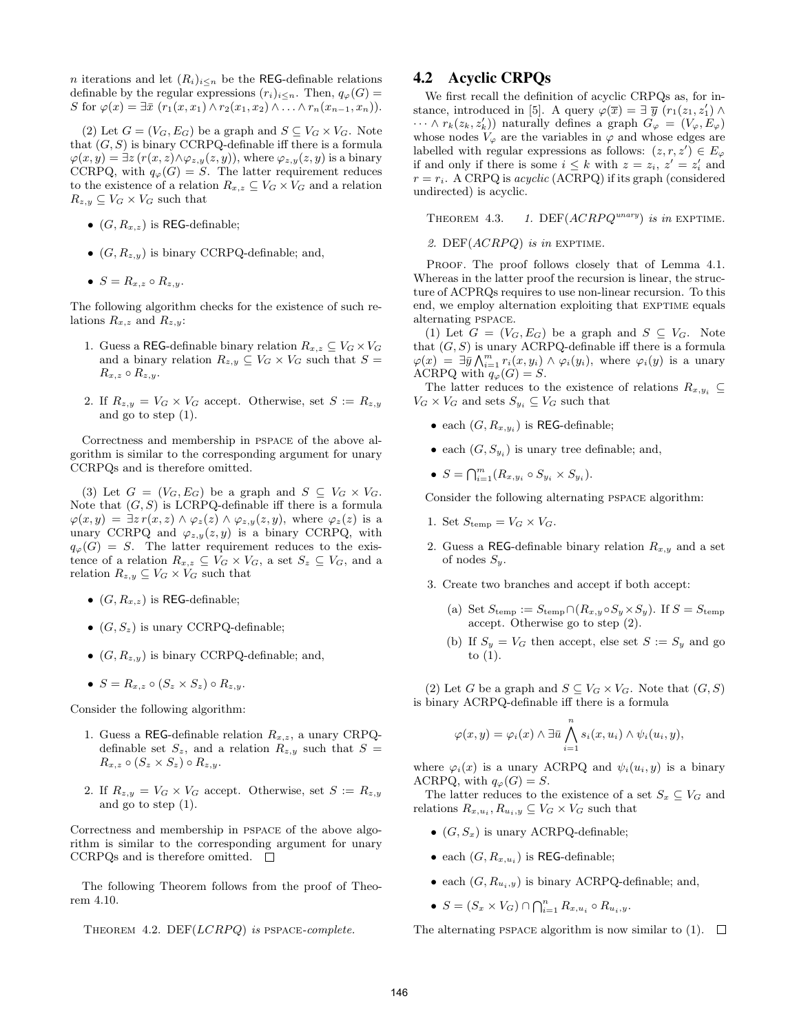$n$ iterations and let $(R_i)_{i \leq n}$ be the REG-definable relations definable by the regular expressions $(r_i)_{i \leq n}$. Then, $q_\varphi(G) = S$ for $\varphi(x) = \exists \bar{x}\ (r_1(x, x_1) \wedge r_2(x_1, x_2) \wedge \ldots \wedge r_n(x_{n-1}, x_n))$.

(2) Let $G = (V_G, E_G)$ be a graph and $S \subseteq V_G \times V_G$. Note that $(G, S)$ is binary CCRPQ-definable iff there is a formula $\varphi(x, y) = \exists z\, (r(x, z) \wedge \varphi_{z,y}(z, y))$, where $\varphi_{z,y}(z, y)$ is a binary CCRPQ, with $q_\varphi(G) = S$. The latter requirement reduces to the existence of a relation $R_{x,z} \subseteq V_G \times V_G$ and a relation $R_{z,y} \subseteq V_G \times V_G$ such that

- $(G, R_{x,z})$ is REG-definable;
- $(G, R_{z,y})$ is binary CCRPQ-definable; and,
- $S = R_{x,z} \circ R_{z,y}$.

The following algorithm checks for the existence of such relations $R_{x,z}$ and $R_{z,y}$:

1. Guess a REG-definable binary relation $R_{x,z} \subseteq V_G \times V_G$ and a binary relation $R_{z,y} \subseteq V_G \times V_G$ such that $S = R_{x,z} \circ R_{z,y}$.
2. If $R_{z,y} = V_G \times V_G$ accept. Otherwise, set $S := R_{z,y}$ and go to step (1).

Correctness and membership in PSPACE of the above algorithm is similar to the corresponding argument for unary CCRPQs and is therefore omitted.

(3) Let $G = (V_G, E_G)$ be a graph and $S \subseteq V_G \times V_G$. Note that $(G, S)$ is LCRPQ-definable iff there is a formula $\varphi(x, y) = \exists z\, r(x, z) \wedge \varphi_z(z) \wedge \varphi_{z,y}(z, y)$, where $\varphi_z(z)$ is a unary CCRPQ and $\varphi_{z,y}(z, y)$ is a binary CCRPQ, with $q_\varphi(G) = S$. The latter requirement reduces to the existence of a relation $R_{x,z} \subseteq V_G \times V_G$, a set $S_z \subseteq V_G$, and a relation $R_{z,y} \subseteq V_G \times V_G$ such that

- $(G, R_{x,z})$ is REG-definable;
- $(G, S_z)$ is unary CCRPQ-definable;
- $(G, R_{z,y})$ is binary CCRPQ-definable; and,
- $S = R_{x,z} \circ (S_z \times S_z) \circ R_{z,y}$.

Consider the following algorithm:

1. Guess a REG-definable relation $R_{x,z}$, a unary CRPQ-definable set $S_z$, and a relation $R_{z,y}$ such that $S = R_{x,z} \circ (S_z \times S_z) \circ R_{z,y}$.
2. If $R_{z,y} = V_G \times V_G$ accept. Otherwise, set $S := R_{z,y}$ and go to step (1).

Correctness and membership in PSPACE of the above algorithm is similar to the corresponding argument for unary CCRPQs and is therefore omitted. □

The following Theorem follows from the proof of Theorem 4.10.

THEOREM 4.2. DEF(*LCRPQ*) *is* PSPACE*-complete.*

## 4.2 Acyclic CRPQs

We first recall the definition of acyclic CRPQs as, for instance, introduced in [5]. A query $\varphi(\overline{x}) = \exists\ \overline{y}\ (r_1(z_1, z'_1) \wedge \cdots \wedge r_k(z_k, z'_k))$ naturally defines a graph $G_\varphi = (V_\varphi, E_\varphi)$ whose nodes $V_\varphi$ are the variables in $\varphi$ and whose edges are labelled with regular expressions as follows: $(z, r, z') \in E_\varphi$ if and only if there is some $i \leq k$ with $z = z_i$, $z' = z'_i$ and $r = r_i$. A CRPQ is *acyclic* (ACRPQ) if its graph (considered undirected) is acyclic.

THEOREM 4.3. *1.* DEF($ACRPQ^{unary}$) *is in* EXPTIME.

*2.* DEF(*ACRPQ*) *is in* EXPTIME.

PROOF. The proof follows closely that of Lemma 4.1. Whereas in the latter proof the recursion is linear, the structure of ACPRQs requires to use non-linear recursion. To this end, we employ alternation exploiting that EXPTIME equals alternating PSPACE.

(1) Let $G = (V_G, E_G)$ be a graph and $S \subseteq V_G$. Note that $(G, S)$ is unary ACRPQ-definable iff there is a formula $\varphi(x) = \exists \bar{y} \bigwedge_{i=1}^{m} r_i(x, y_i) \wedge \varphi_i(y_i)$, where $\varphi_i(y)$ is a unary ACRPQ with $q_\varphi(G) = S$.

The latter reduces to the existence of relations $R_{x,y_i} \subseteq V_G \times V_G$ and sets $S_{y_i} \subseteq V_G$ such that

- each $(G, R_{x,y_i})$ is REG-definable;
- each $(G, S_{y_i})$ is unary tree definable; and,
- $S = \bigcap_{i=1}^{m} (R_{x,y_i} \circ S_{y_i} \times S_{y_i})$.

Consider the following alternating PSPACE algorithm:

1. Set $S_{\text{temp}} = V_G \times V_G$.
2. Guess a REG-definable binary relation $R_{x,y}$ and a set of nodes $S_y$.
3. Create two branches and accept if both accept:
   (a) Set $S_{\text{temp}} := S_{\text{temp}} \cap (R_{x,y} \circ S_y \times S_y)$. If $S = S_{\text{temp}}$ accept. Otherwise go to step (2).
   (b) If $S_y = V_G$ then accept, else set $S := S_y$ and go to (1).

(2) Let $G$ be a graph and $S \subseteq V_G \times V_G$. Note that $(G, S)$ is binary ACRPQ-definable iff there is a formula

$$\varphi(x, y) = \varphi_i(x) \wedge \exists \bar{u} \bigwedge_{i=1}^{n} s_i(x, u_i) \wedge \psi_i(u_i, y),$$

where $\varphi_i(x)$ is a unary ACRPQ and $\psi_i(u_i, y)$ is a binary ACRPQ, with $q_\varphi(G) = S$.

The latter reduces to the existence of a set $S_x \subseteq V_G$ and relations $R_{x,u_i}, R_{u_i,y} \subseteq V_G \times V_G$ such that

- $(G, S_x)$ is unary ACRPQ-definable;
- each $(G, R_{x,u_i})$ is REG-definable;
- each $(G, R_{u_i,y})$ is binary ACRPQ-definable; and,
- $S = (S_x \times V_G) \cap \bigcap_{i=1}^{n} R_{x,u_i} \circ R_{u_i,y}$.

The alternating PSPACE algorithm is now similar to (1). □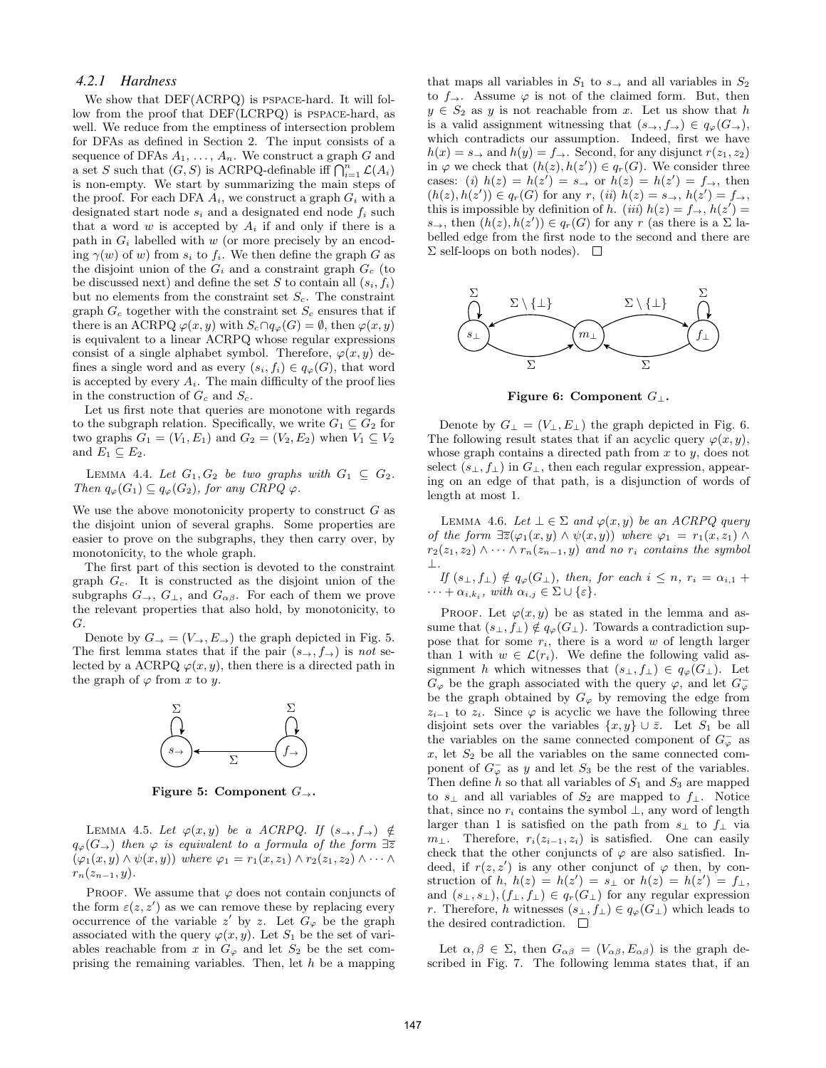#### 4.2.1 Hardness

We show that DEF(ACRPQ) is PSPACE-hard. It will follow from the proof that DEF(LCRPQ) is PSPACE-hard, as well. We reduce from the emptiness of intersection problem for DFAs as defined in Section 2. The input consists of a sequence of DFAs $A_1, \ldots, A_n$. We construct a graph $G$ and a set $S$ such that $(G, S)$ is ACRPQ-definable iff $\bigcap_{i=1}^{n} \mathcal{L}(A_i)$ is non-empty. We start by summarizing the main steps of the proof. For each DFA $A_i$, we construct a graph $G_i$ with a designated start node $s_i$ and a designated end node $f_i$ such that a word $w$ is accepted by $A_i$ if and only if there is a path in $G_i$ labelled with $w$ (or more precisely by an encoding $\gamma(w)$ of $w$) from $s_i$ to $f_i$. We then define the graph $G$ as the disjoint union of the $G_i$ and a constraint graph $G_c$ (to be discussed next) and define the set $S$ to contain all $(s_i, f_i)$ but no elements from the constraint set $S_c$. The constraint graph $G_c$ together with the constraint set $S_c$ ensures that if there is an ACRPQ $\varphi(x, y)$ with $S_c \cap q_\varphi(G) = \emptyset$, then $\varphi(x, y)$ is equivalent to a linear ACRPQ whose regular expressions consist of a single alphabet symbol. Therefore, $\varphi(x, y)$ defines a single word and as every $(s_i, f_i) \in q_\varphi(G)$, that word is accepted by every $A_i$. The main difficulty of the proof lies in the construction of $G_c$ and $S_c$.

Let us first note that queries are monotone with regards to the subgraph relation. Specifically, we write $G_1 \subseteq G_2$ for two graphs $G_1 = (V_1, E_1)$ and $G_2 = (V_2, E_2)$ when $V_1 \subseteq V_2$ and $E_1 \subseteq E_2$.

LEMMA 4.4. *Let $G_1, G_2$ be two graphs with $G_1 \subseteq G_2$. Then $q_\varphi(G_1) \subseteq q_\varphi(G_2)$, for any CRPQ $\varphi$.*

We use the above monotonicity property to construct $G$ as the disjoint union of several graphs. Some properties are easier to prove on the subgraphs, they then carry over, by monotonicity, to the whole graph.

The first part of this section is devoted to the constraint graph $G_c$. It is constructed as the disjoint union of the subgraphs $G_\rightarrow$, $G_\perp$, and $G_{\alpha\beta}$. For each of them we prove the relevant properties that also hold, by monotonicity, to $G$.

Denote by $G_\rightarrow = (V_\rightarrow, E_\rightarrow)$ the graph depicted in Fig. 5. The first lemma states that if the pair $(s_\rightarrow, f_\rightarrow)$ is *not* selected by a ACRPQ $\varphi(x, y)$, then there is a directed path in the graph of $\varphi$ from $x$ to $y$.

**Figure 5: Component $G_\rightarrow$.**

LEMMA 4.5. *Let $\varphi(x, y)$ be a ACRPQ. If $(s_\rightarrow, f_\rightarrow) \notin q_\varphi(G_\rightarrow)$ then $\varphi$ is equivalent to a formula of the form $\exists \bar{z}$ $(\varphi_1(x, y) \wedge \psi(x, y))$ where $\varphi_1 = r_1(x, z_1) \wedge r_2(z_1, z_2) \wedge \cdots \wedge r_n(z_{n-1}, y)$.*

PROOF. We assume that $\varphi$ does not contain conjuncts of the form $\varepsilon(z, z')$ as we can remove these by replacing every occurrence of the variable $z'$ by $z$. Let $G_\varphi$ be the graph associated with the query $\varphi(x, y)$. Let $S_1$ be the set of variables reachable from $x$ in $G_\varphi$ and let $S_2$ be the set comprising the remaining variables. Then, let $h$ be a mapping that maps all variables in $S_1$ to $s_\rightarrow$ and all variables in $S_2$ to $f_\rightarrow$. Assume $\varphi$ is not of the claimed form. But, then $y \in S_2$ as $y$ is not reachable from $x$. Let us show that $h$ is a valid assignment witnessing that $(s_\rightarrow, f_\rightarrow) \in q_\varphi(G_\rightarrow)$, which contradicts our assumption. Indeed, first we have $h(x) = s_\rightarrow$ and $h(y) = f_\rightarrow$. Second, for any disjunct $r(z_1, z_2)$ in $\varphi$ we check that $(h(z), h(z')) \in q_r(G)$. We consider three cases: (*i*) $h(z) = h(z') = s_\rightarrow$ or $h(z) = h(z') = f_\rightarrow$, then $(h(z), h(z')) \in q_r(G)$ for any $r$, (*ii*) $h(z) = s_\rightarrow$, $h(z') = f_\rightarrow$, this is impossible by definition of $h$. (*iii*) $h(z) = f_\rightarrow$, $h(z') = s_\rightarrow$, then $(h(z), h(z')) \in q_r(G)$ for any $r$ (as there is a $\Sigma$ labelled edge from the first node to the second and there are $\Sigma$ self-loops on both nodes). $\square$

**Figure 6: Component $G_\perp$.**

Denote by $G_\perp = (V_\perp, E_\perp)$ the graph depicted in Fig. 6. The following result states that if an acyclic query $\varphi(x, y)$, whose graph contains a directed path from $x$ to $y$, does not select $(s_\perp, f_\perp)$ in $G_\perp$, then each regular expression, appearing on an edge of that path, is a disjunction of words of length at most 1.

LEMMA 4.6. *Let $\perp \in \Sigma$ and $\varphi(x, y)$ be an ACRPQ query of the form $\exists \bar{z}(\varphi_1(x, y) \wedge \psi(x, y))$ where $\varphi_1 = r_1(x, z_1) \wedge r_2(z_1, z_2) \wedge \cdots \wedge r_n(z_{n-1}, y)$ and no $r_i$ contains the symbol $\perp$.*

*If $(s_\perp, f_\perp) \notin q_\varphi(G_\perp)$, then, for each $i \leq n$, $r_i = \alpha_{i,1} + \cdots + \alpha_{i,k_i}$, with $\alpha_{i,j} \in \Sigma \cup \{\varepsilon\}$.*

PROOF. Let $\varphi(x, y)$ be as stated in the lemma and assume that $(s_\perp, f_\perp) \notin q_\varphi(G_\perp)$. Towards a contradiction suppose that for some $r_i$, there is a word $w$ of length larger than 1 with $w \in \mathcal{L}(r_i)$. We define the following valid assignment $h$ which witnesses that $(s_\perp, f_\perp) \in q_\varphi(G_\perp)$. Let $G_\varphi$ be the graph associated with the query $\varphi$, and let $G_\varphi^-$ be the graph obtained by $G_\varphi$ by removing the edge from $z_{i-1}$ to $z_i$. Since $\varphi$ is acyclic we have the following three disjoint sets over the variables $\{x, y\} \cup \bar{z}$. Let $S_1$ be all the variables on the same connected component of $G_\varphi^-$ as $x$, let $S_2$ be all the variables on the same connected component of $G_\varphi^-$ as $y$ and let $S_3$ be the rest of the variables. Then define $h$ so that all variables of $S_1$ and $S_3$ are mapped to $s_\perp$ and all variables of $S_2$ are mapped to $f_\perp$. Notice that, since no $r_i$ contains the symbol $\perp$, any word of length larger than 1 is satisfied on the path from $s_\perp$ to $f_\perp$ via $m_\perp$. Therefore, $r_i(z_{i-1}, z_i)$ is satisfied. One can easily check that the other conjuncts of $\varphi$ are also satisfied. Indeed, if $r(z, z')$ is any other conjunct of $\varphi$ then, by construction of $h$, $h(z) = h(z') = s_\perp$ or $h(z) = h(z') = f_\perp$, and $(s_\perp, s_\perp), (f_\perp, f_\perp) \in q_r(G_\perp)$ for any regular expression $r$. Therefore, $h$ witnesses $(s_\perp, f_\perp) \in q_\varphi(G_\perp)$ which leads to the desired contradiction. $\square$

Let $\alpha, \beta \in \Sigma$, then $G_{\alpha\beta} = (V_{\alpha\beta}, E_{\alpha\beta})$ is the graph described in Fig. 7. The following lemma states that, if an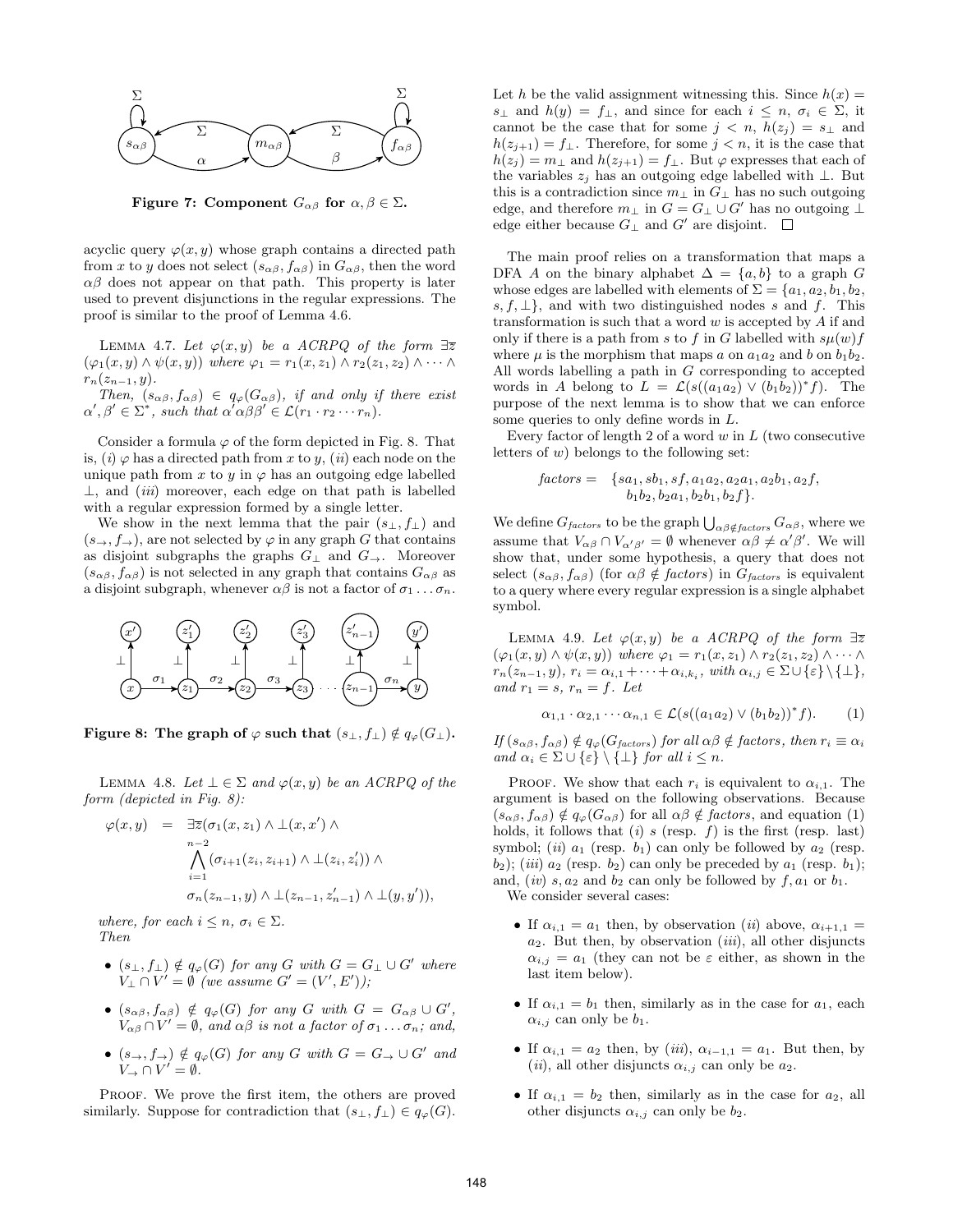**Figure 7: Component $G_{\alpha\beta}$ for $\alpha, \beta \in \Sigma$.**

acyclic query $\varphi(x, y)$ whose graph contains a directed path from $x$ to $y$ does not select $(s_{\alpha\beta}, f_{\alpha\beta})$ in $G_{\alpha\beta}$, then the word $\alpha\beta$ does not appear on that path. This property is later used to prevent disjunctions in the regular expressions. The proof is similar to the proof of Lemma 4.6.

LEMMA 4.7. *Let $\varphi(x, y)$ be a ACRPQ of the form $\exists \overline{z}$ $(\varphi_1(x, y) \wedge \psi(x, y))$ where $\varphi_1 = r_1(x, z_1) \wedge r_2(z_1, z_2) \wedge \cdots \wedge r_n(z_{n-1}, y)$.*

*Then, $(s_{\alpha\beta}, f_{\alpha\beta}) \in q_\varphi(G_{\alpha\beta})$, if and only if there exist $\alpha', \beta' \in \Sigma^*$, such that $\alpha'\alpha\beta\beta' \in \mathcal{L}(r_1 \cdot r_2 \cdots r_n)$.*

Consider a formula $\varphi$ of the form depicted in Fig. 8. That is, (*i*) $\varphi$ has a directed path from $x$ to $y$, (*ii*) each node on the unique path from $x$ to $y$ in $\varphi$ has an outgoing edge labelled $\perp$, and (*iii*) moreover, each edge on that path is labelled with a regular expression formed by a single letter.

We show in the next lemma that the pair $(s_\perp, f_\perp)$ and $(s_\rightarrow, f_\rightarrow)$, are not selected by $\varphi$ in any graph $G$ that contains as disjoint subgraphs the graphs $G_\perp$ and $G_\rightarrow$. Moreover $(s_{\alpha\beta}, f_{\alpha\beta})$ is not selected in any graph that contains $G_{\alpha\beta}$ as a disjoint subgraph, whenever $\alpha\beta$ is not a factor of $\sigma_1 \ldots \sigma_n$.

**Figure 8: The graph of $\varphi$ such that $(s_\perp, f_\perp) \notin q_\varphi(G_\perp)$.**

LEMMA 4.8. *Let $\perp \in \Sigma$ and $\varphi(x, y)$ be an ACRPQ of the form (depicted in Fig. 8):*

$$\begin{aligned}
\varphi(x, y) \quad = \quad & \exists \overline{z}(\sigma_1(x, z_1) \wedge \perp(x, x') \wedge \\
& \bigwedge_{i=1}^{n-2} (\sigma_{i+1}(z_i, z_{i+1}) \wedge \perp(z_i, z'_i)) \wedge \\
& \sigma_n(z_{n-1}, y) \wedge \perp(z_{n-1}, z'_{n-1}) \wedge \perp(y, y')),
\end{aligned}$$

*where, for each $i \leq n$, $\sigma_i \in \Sigma$.*
*Then*

- *$(s_\perp, f_\perp) \notin q_\varphi(G)$ for any $G$ with $G = G_\perp \cup G'$ where $V_\perp \cap V' = \emptyset$ (we assume $G' = (V', E')$);*
- *$(s_{\alpha\beta}, f_{\alpha\beta}) \notin q_\varphi(G)$ for any $G$ with $G = G_{\alpha\beta} \cup G'$, $V_{\alpha\beta} \cap V' = \emptyset$, and $\alpha\beta$ is not a factor of $\sigma_1 \ldots \sigma_n$; and,*
- *$(s_\rightarrow, f_\rightarrow) \notin q_\varphi(G)$ for any $G$ with $G = G_\rightarrow \cup G'$ and $V_\rightarrow \cap V' = \emptyset$.*

PROOF. We prove the first item, the others are proved similarly. Suppose for contradiction that $(s_\perp, f_\perp) \in q_\varphi(G)$. Let $h$ be the valid assignment witnessing this. Since $h(x) = s_\perp$ and $h(y) = f_\perp$, and since for each $i \leq n$, $\sigma_i \in \Sigma$, it cannot be the case that for some $j < n$, $h(z_j) = s_\perp$ and $h(z_{j+1}) = f_\perp$. Therefore, for some $j < n$, it is the case that $h(z_j) = m_\perp$ and $h(z_{j+1}) = f_\perp$. But $\varphi$ expresses that each of the variables $z_j$ has an outgoing edge labelled with $\perp$. But this is a contradiction since $m_\perp$ in $G_\perp$ has no such outgoing edge, and therefore $m_\perp$ in $G = G_\perp \cup G'$ has no outgoing $\perp$ edge either because $G_\perp$ and $G'$ are disjoint. $\square$

The main proof relies on a transformation that maps a DFA $A$ on the binary alphabet $\Delta = \{a, b\}$ to a graph $G$ whose edges are labelled with elements of $\Sigma = \{a_1, a_2, b_1, b_2, s, f, \perp\}$, and with two distinguished nodes $s$ and $f$. This transformation is such that a word $w$ is accepted by $A$ if and only if there is a path from $s$ to $f$ in $G$ labelled with $s\mu(w)f$ where $\mu$ is the morphism that maps $a$ on $a_1a_2$ and $b$ on $b_1b_2$. All words labelling a path in $G$ corresponding to accepted words in $A$ belong to $L = \mathcal{L}(s((a_1a_2) \vee (b_1b_2))^* f)$. The purpose of the next lemma is to show that we can enforce some queries to only define words in $L$.

Every factor of length 2 of a word $w$ in $L$ (two consecutive letters of $w$) belongs to the following set:

$$\begin{aligned}
\mathit{factors} = \quad & \{sa_1, sb_1, sf, a_1a_2, a_2a_1, a_2b_1, a_2f, \\
& b_1b_2, b_2a_1, b_2b_1, b_2f\}.
\end{aligned}$$

We define $G_{\mathit{factors}}$ to be the graph $\bigcup_{\alpha\beta \notin \mathit{factors}} G_{\alpha\beta}$, where we assume that $V_{\alpha\beta} \cap V_{\alpha'\beta'} = \emptyset$ whenever $\alpha\beta \neq \alpha'\beta'$. We will show that, under some hypothesis, a query that does not select $(s_{\alpha\beta}, f_{\alpha\beta})$ (for $\alpha\beta \notin \mathit{factors}$) in $G_{\mathit{factors}}$ is equivalent to a query where every regular expression is a single alphabet symbol.

LEMMA 4.9. *Let $\varphi(x, y)$ be an ACRPQ of the form $\exists \overline{z}$ $(\varphi_1(x, y) \wedge \psi(x, y))$ where $\varphi_1 = r_1(x, z_1) \wedge r_2(z_1, z_2) \wedge \cdots \wedge r_n(z_{n-1}, y)$, $r_i = \alpha_{i,1} + \cdots + \alpha_{i,k_i}$, with $\alpha_{i,j} \in \Sigma \cup \{\varepsilon\} \setminus \{\perp\}$, and $r_1 = s$, $r_n = f$. Let*

$$\alpha_{1,1} \cdot \alpha_{2,1} \cdots \alpha_{n,1} \in \mathcal{L}(s((a_1a_2) \vee (b_1b_2))^* f). \qquad (1)$$

*If $(s_{\alpha\beta}, f_{\alpha\beta}) \notin q_\varphi(G_{\mathit{factors}})$ for all $\alpha\beta \notin \mathit{factors}$, then $r_i \equiv \alpha_i$ and $\alpha_i \in \Sigma \cup \{\varepsilon\} \setminus \{\perp\}$ for all $i \leq n$.*

PROOF. We show that each $r_i$ is equivalent to $\alpha_{i,1}$. The argument is based on the following observations. Because $(s_{\alpha\beta}, f_{\alpha\beta}) \notin q_\varphi(G_{\alpha\beta})$ for all $\alpha\beta \notin \mathit{factors}$, and equation (1) holds, it follows that (*i*) $s$ (resp. $f$) is the first (resp. last) symbol; (*ii*) $a_1$ (resp. $b_1$) can only be followed by $a_2$ (resp. $b_2$); (*iii*) $a_2$ (resp. $b_2$) can only be preceded by $a_1$ (resp. $b_1$); and, (*iv*) $s, a_2$ and $b_2$ can only be followed by $f, a_1$ or $b_1$.

We consider several cases:

- If $\alpha_{i,1} = a_1$ then, by observation (*ii*) above, $\alpha_{i+1,1} = a_2$. But then, by observation (*iii*), all other disjuncts $\alpha_{i,j} = a_1$ (they can not be $\varepsilon$ either, as shown in the last item below).
- If $\alpha_{i,1} = b_1$ then, similarly as in the case for $a_1$, each $\alpha_{i,j}$ can only be $b_1$.
- If $\alpha_{i,1} = a_2$ then, by (*iii*), $\alpha_{i-1,1} = a_1$. But then, by (*ii*), all other disjuncts $\alpha_{i,j}$ can only be $a_2$.
- If $\alpha_{i,1} = b_2$ then, similarly as in the case for $a_2$, all other disjuncts $\alpha_{i,j}$ can only be $b_2$.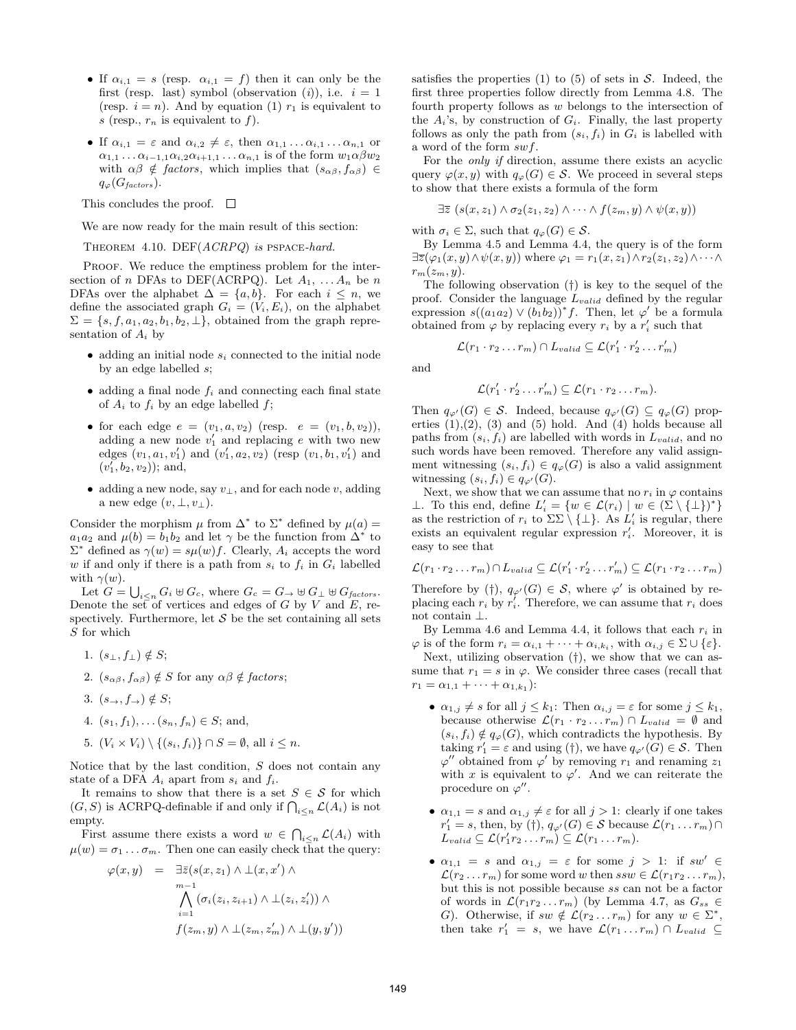- If $\alpha_{i,1} = s$ (resp. $\alpha_{i,1} = f$) then it can only be the first (resp. last) symbol (observation (*i*)), i.e. $i = 1$ (resp. $i = n$). And by equation (1) $r_1$ is equivalent to $s$ (resp., $r_n$ is equivalent to $f$).
- If $\alpha_{i,1} = \varepsilon$ and $\alpha_{i,2} \neq \varepsilon$, then $\alpha_{1,1} \ldots \alpha_{i,1} \ldots \alpha_{n,1}$ or $\alpha_{1,1} \ldots \alpha_{i-1,1}\alpha_{i,2}\alpha_{i+1,1} \ldots \alpha_{n,1}$ is of the form $w_1 \alpha\beta w_2$ with $\alpha\beta \notin$ *factors*, which implies that $(s_{\alpha\beta}, f_{\alpha\beta}) \in q_\varphi(G_{factors})$.

This concludes the proof. $\square$

We are now ready for the main result of this section:

THEOREM 4.10. DEF(*ACRPQ*) *is* PSPACE*-hard.*

PROOF. We reduce the emptiness problem for the intersection of $n$ DFAs to DEF(ACRPQ). Let $A_1, \ldots A_n$ be $n$ DFAs over the alphabet $\Delta = \{a, b\}$. For each $i \leq n$, we define the associated graph $G_i = (V_i, E_i)$, on the alphabet $\Sigma = \{s, f, a_1, a_2, b_1, b_2, \bot\}$, obtained from the graph representation of $A_i$ by

- adding an initial node $s_i$ connected to the initial node by an edge labelled $s$;
- adding a final node $f_i$ and connecting each final state of $A_i$ to $f_i$ by an edge labelled $f$;
- for each edge $e = (v_1, a, v_2)$ (resp. $e = (v_1, b, v_2)$), adding a new node $v_1'$ and replacing $e$ with two new edges $(v_1, a_1, v_1')$ and $(v_1', a_2, v_2)$ (resp $(v_1, b_1, v_1')$ and $(v_1', b_2, v_2)$); and,
- adding a new node, say $v_\bot$, and for each node $v$, adding a new edge $(v, \bot, v_\bot)$.

Consider the morphism $\mu$ from $\Delta^*$ to $\Sigma^*$ defined by $\mu(a) = a_1 a_2$ and $\mu(b) = b_1 b_2$ and let $\gamma$ be the function from $\Delta^*$ to $\Sigma^*$ defined as $\gamma(w) = s\mu(w)f$. Clearly, $A_i$ accepts the word $w$ if and only if there is a path from $s_i$ to $f_i$ in $G_i$ labelled with $\gamma(w)$.

Let $G = \bigcup_{i \leq n} G_i \uplus G_c$, where $G_c = G_\rightarrow \uplus G_\bot \uplus G_{factors}$. Denote the set of vertices and edges of $G$ by $V$ and $E$, respectively. Furthermore, let $\mathcal{S}$ be the set containing all sets $S$ for which

1. $(s_\bot, f_\bot) \notin S$;
2. $(s_{\alpha\beta}, f_{\alpha\beta}) \notin S$ for any $\alpha\beta \notin$ *factors*;
3. $(s_\rightarrow, f_\rightarrow) \notin S$;
4. $(s_1, f_1), \ldots (s_n, f_n) \in S$; and,
5. $(V_i \times V_i) \setminus \{(s_i, f_i)\} \cap S = \emptyset$, all $i \leq n$.

Notice that by the last condition, $S$ does not contain any state of a DFA $A_i$ apart from $s_i$ and $f_i$.

It remains to show that there is a set $S \in \mathcal{S}$ for which $(G, S)$ is ACRPQ-definable if and only if $\bigcap_{i \leq n} \mathcal{L}(A_i)$ is not empty.

First assume there exists a word $w \in \bigcap_{i \leq n} \mathcal{L}(A_i)$ with $\mu(w) = \sigma_1 \ldots \sigma_m$. Then one can easily check that the query:

$$\begin{aligned}
\varphi(x, y) \quad = \quad & \exists \bar{z} (s(x, z_1) \wedge \bot(x, x') \wedge \\
& \bigwedge_{i=1}^{m-1} (\sigma_i(z_i, z_{i+1}) \wedge \bot(z_i, z_i')) \wedge \\
& f(z_m, y) \wedge \bot(z_m, z_m') \wedge \bot(y, y'))
\end{aligned}$$

satisfies the properties (1) to (5) of sets in $\mathcal{S}$. Indeed, the first three properties follow directly from Lemma 4.8. The fourth property follows as $w$ belongs to the intersection of the $A_i$'s, by construction of $G_i$. Finally, the last property follows as only the path from $(s_i, f_i)$ in $G_i$ is labelled with a word of the form $swf$.

For the *only if* direction, assume there exists an acyclic query $\varphi(x, y)$ with $q_\varphi(G) \in \mathcal{S}$. We proceed in several steps to show that there exists a formula of the form

$$\exists \bar{z} \; (s(x, z_1) \wedge \sigma_2(z_1, z_2) \wedge \cdots \wedge f(z_m, y) \wedge \psi(x, y))$$

with $\sigma_i \in \Sigma$, such that $q_\varphi(G) \in \mathcal{S}$.

By Lemma 4.5 and Lemma 4.4, the query is of the form $\exists \bar{z} (\varphi_1(x, y) \wedge \psi(x, y))$ where $\varphi_1 = r_1(x, z_1) \wedge r_2(z_1, z_2) \wedge \cdots \wedge r_m(z_m, y)$.

The following observation (†) is key to the sequel of the proof. Consider the language $L_{valid}$ defined by the regular expression $s((a_1 a_2) \vee (b_1 b_2))^* f$. Then, let $\varphi'$ be a formula obtained from $\varphi$ by replacing every $r_i$ by a $r_i'$ such that

$$\mathcal{L}(r_1 \cdot r_2 \ldots r_m) \cap L_{valid} \subseteq \mathcal{L}(r_1' \cdot r_2' \ldots r_m')$$

and

$$\mathcal{L}(r_1' \cdot r_2' \ldots r_m') \subseteq \mathcal{L}(r_1 \cdot r_2 \ldots r_m).$$

Then $q_{\varphi'}(G) \in \mathcal{S}$. Indeed, because $q_{\varphi'}(G) \subseteq q_\varphi(G)$ properties (1),(2), (3) and (5) hold. And (4) holds because all paths from $(s_i, f_i)$ are labelled with words in $L_{valid}$, and no such words have been removed. Therefore any valid assignment witnessing $(s_i, f_i) \in q_\varphi(G)$ is also a valid assignment witnessing $(s_i, f_i) \in q_{\varphi'}(G)$.

Next, we show that we can assume that no $r_i$ in $\varphi$ contains $\bot$. To this end, define $L_i' = \{w \in \mathcal{L}(r_i) \mid w \in (\Sigma \setminus \{\bot\})^*\}$ as the restriction of $r_i$ to $\Sigma\Sigma \setminus \{\bot\}$. As $L_i'$ is regular, there exists an equivalent regular expression $r_i'$. Moreover, it is easy to see that

$$\mathcal{L}(r_1 \cdot r_2 \ldots r_m) \cap L_{valid} \subseteq \mathcal{L}(r_1' \cdot r_2' \ldots r_m') \subseteq \mathcal{L}(r_1 \cdot r_2 \ldots r_m)$$

Therefore by (†), $q_{\varphi'}(G) \in \mathcal{S}$, where $\varphi'$ is obtained by replacing each $r_i$ by $r_i'$. Therefore, we can assume that $r_i$ does not contain $\bot$.

By Lemma 4.6 and Lemma 4.4, it follows that each $r_i$ in $\varphi$ is of the form $r_i = \alpha_{i,1} + \cdots + \alpha_{i,k_i}$, with $\alpha_{i,j} \in \Sigma \cup \{\varepsilon\}$.

Next, utilizing observation (†), we show that we can assume that $r_1 = s$ in $\varphi$. We consider three cases (recall that $r_1 = \alpha_{1,1} + \cdots + \alpha_{1,k_1}$):

- $\alpha_{1,j} \neq s$ for all $j \leq k_1$: Then $\alpha_{i,j} = \varepsilon$ for some $j \leq k_1$, because otherwise $\mathcal{L}(r_1 \cdot r_2 \ldots r_m) \cap L_{valid} = \emptyset$ and $(s_i, f_i) \notin q_\varphi(G)$, which contradicts the hypothesis. By taking $r_1' = \varepsilon$ and using (†), we have $q_{\varphi'}(G) \in \mathcal{S}$. Then $\varphi''$ obtained from $\varphi'$ by removing $r_1$ and renaming $z_1$ with $x$ is equivalent to $\varphi'$. And we can reiterate the procedure on $\varphi''$.
- $\alpha_{1,1} = s$ and $\alpha_{1,j} \neq \varepsilon$ for all $j > 1$: clearly if one takes $r_1' = s$, then, by (†), $q_{\varphi'}(G) \in \mathcal{S}$ because $\mathcal{L}(r_1 \ldots r_m) \cap L_{valid} \subseteq \mathcal{L}(r_1' r_2 \ldots r_m) \subseteq \mathcal{L}(r_1 \ldots r_m)$.
- $\alpha_{1,1} = s$ and $\alpha_{1,j} = \varepsilon$ for some $j > 1$: if $sw' \in \mathcal{L}(r_2 \ldots r_m)$ for some word $w$ then $ssw \in \mathcal{L}(r_1 r_2 \ldots r_m)$, but this is not possible because $ss$ can not be a factor of words in $\mathcal{L}(r_1 r_2 \ldots r_m)$ (by Lemma 4.7, as $G_{ss} \in G$). Otherwise, if $sw \notin \mathcal{L}(r_2 \ldots r_m)$ for any $w \in \Sigma^*$, then take $r_1' = s$, we have $\mathcal{L}(r_1 \ldots r_m) \cap L_{valid} \subseteq$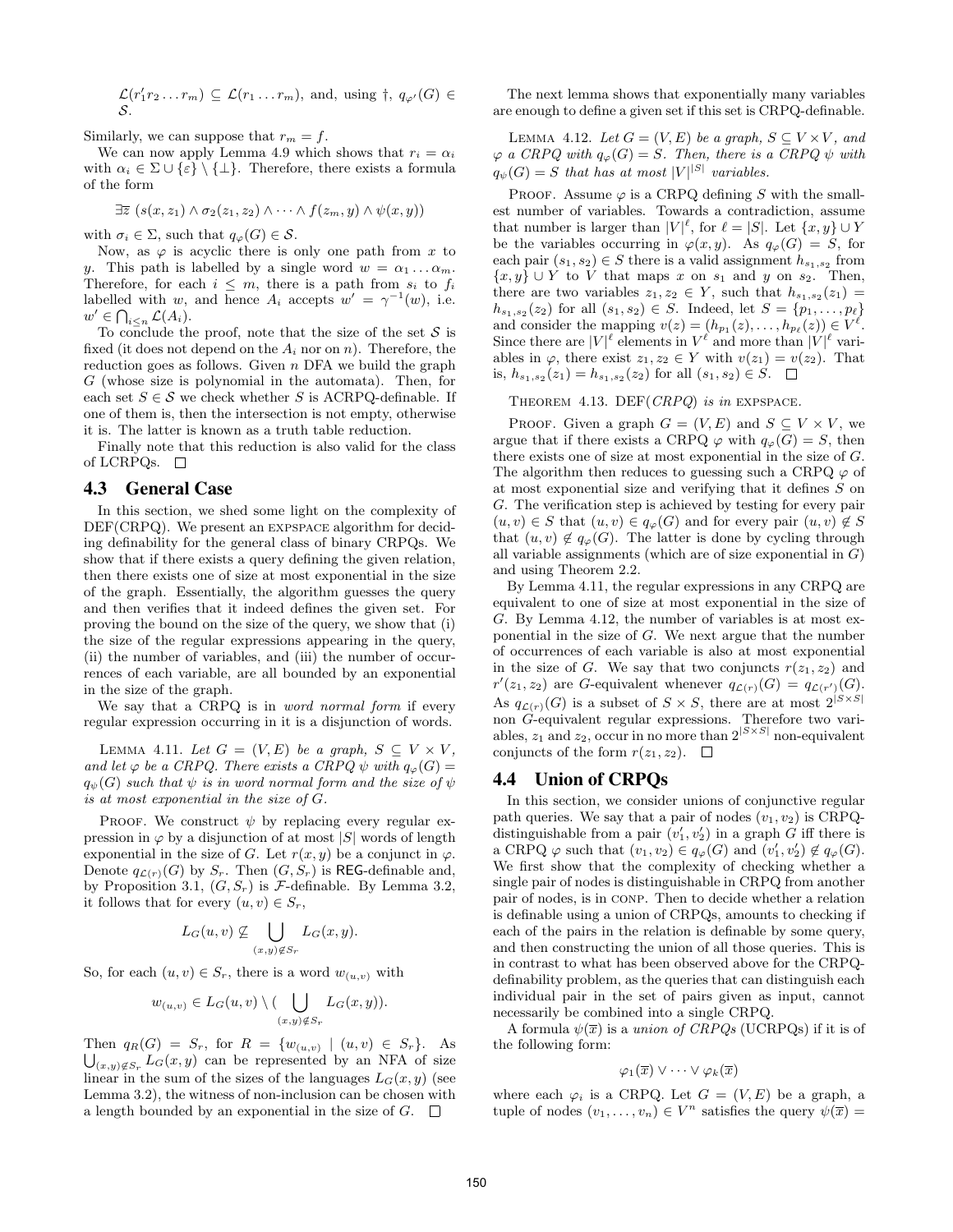$\mathcal{L}(r_1' r_2 \ldots r_m) \subseteq \mathcal{L}(r_1 \ldots r_m)$, and, using †, $q_{\varphi'}(G) \in \mathcal{S}$.

Similarly, we can suppose that $r_m = f$.

We can now apply Lemma 4.9 which shows that $r_i = \alpha_i$ with $\alpha_i \in \Sigma \cup \{\varepsilon\} \setminus \{\bot\}$. Therefore, there exists a formula of the form

$$\exists \overline{z}\ (s(x, z_1) \wedge \sigma_2(z_1, z_2) \wedge \cdots \wedge f(z_m, y) \wedge \psi(x, y))$$

with $\sigma_i \in \Sigma$, such that $q_\varphi(G) \in \mathcal{S}$.

Now, as $\varphi$ is acyclic there is only one path from $x$ to $y$. This path is labelled by a single word $w = \alpha_1 \ldots \alpha_m$. Therefore, for each $i \leq m$, there is a path from $s_i$ to $f_i$ labelled with $w$, and hence $A_i$ accepts $w' = \gamma^{-1}(w)$, i.e. $w' \in \bigcap_{i \leq n} \mathcal{L}(A_i)$.

To conclude the proof, note that the size of the set $\mathcal{S}$ is fixed (it does not depend on the $A_i$ nor on $n$). Therefore, the reduction goes as follows. Given $n$ DFA we build the graph $G$ (whose size is polynomial in the automata). Then, for each set $S \in \mathcal{S}$ we check whether $S$ is ACRPQ-definable. If one of them is, then the intersection is not empty, otherwise it is. The latter is known as a truth table reduction.

Finally note that this reduction is also valid for the class of LCRPQs. $\square$

## 4.3 General Case

In this section, we shed some light on the complexity of DEF(CRPQ). We present an EXPSPACE algorithm for deciding definability for the general class of binary CRPQs. We show that if there exists a query defining the given relation, then there exists one of size at most exponential in the size of the graph. Essentially, the algorithm guesses the query and then verifies that it indeed defines the given set. For proving the bound on the size of the query, we show that (i) the size of the regular expressions appearing in the query, (ii) the number of variables, and (iii) the number of occurrences of each variable, are all bounded by an exponential in the size of the graph.

We say that a CRPQ is in *word normal form* if every regular expression occurring in it is a disjunction of words.

Lemma 4.11. *Let $G = (V, E)$ be a graph, $S \subseteq V \times V$, and let $\varphi$ be a CRPQ. There exists a CRPQ $\psi$ with $q_\varphi(G) = q_\psi(G)$ such that $\psi$ is in word normal form and the size of $\psi$ is at most exponential in the size of $G$.*

Proof. We construct $\psi$ by replacing every regular expression in $\varphi$ by a disjunction of at most $|S|$ words of length exponential in the size of $G$. Let $r(x, y)$ be a conjunct in $\varphi$. Denote $q_{\mathcal{L}(r)}(G)$ by $S_r$. Then $(G, S_r)$ is $\mathsf{REG}$-definable and, by Proposition 3.1, $(G, S_r)$ is $\mathcal{F}$-definable. By Lemma 3.2, it follows that for every $(u, v) \in S_r$,

$$L_G(u, v) \not\subseteq \bigcup_{(x,y) \notin S_r} L_G(x, y).$$

So, for each $(u, v) \in S_r$, there is a word $w_{(u,v)}$ with

$$w_{(u,v)} \in L_G(u, v) \setminus (\bigcup_{(x,y) \notin S_r} L_G(x, y)).$$

Then $q_R(G) = S_r$, for $R = \{w_{(u,v)} \mid (u, v) \in S_r\}$. As $\bigcup_{(x,y) \notin S_r} L_G(x, y)$ can be represented by an NFA of size linear in the sum of the sizes of the languages $L_G(x, y)$ (see Lemma 3.2), the witness of non-inclusion can be chosen with a length bounded by an exponential in the size of $G$. $\square$

The next lemma shows that exponentially many variables are enough to define a given set if this set is CRPQ-definable.

Lemma 4.12. *Let $G = (V, E)$ be a graph, $S \subseteq V \times V$, and $\varphi$ a CRPQ with $q_\varphi(G) = S$. Then, there is a CRPQ $\psi$ with $q_\psi(G) = S$ that has at most $|V|^{|S|}$ variables.*

Proof. Assume $\varphi$ is a CRPQ defining $S$ with the smallest number of variables. Towards a contradiction, assume that number is larger than $|V|^\ell$, for $\ell = |S|$. Let $\{x, y\} \cup Y$ be the variables occurring in $\varphi(x, y)$. As $q_\varphi(G) = S$, for each pair $(s_1, s_2) \in S$ there is a valid assignment $h_{s_1,s_2}$ from $\{x, y\} \cup Y$ to $V$ that maps $x$ on $s_1$ and $y$ on $s_2$. Then, there are two variables $z_1, z_2 \in Y$, such that $h_{s_1,s_2}(z_1) = h_{s_1,s_2}(z_2)$ for all $(s_1, s_2) \in S$. Indeed, let $S = \{p_1, \ldots, p_\ell\}$ and consider the mapping $v(z) = (h_{p_1}(z), \ldots, h_{p_\ell}(z)) \in V^\ell$. Since there are $|V|^\ell$ elements in $V^\ell$ and more than $|V|^\ell$ variables in $\varphi$, there exist $z_1, z_2 \in Y$ with $v(z_1) = v(z_2)$. That is, $h_{s_1,s_2}(z_1) = h_{s_1,s_2}(z_2)$ for all $(s_1, s_2) \in S$. $\square$

Theorem 4.13. DEF(*CRPQ*) *is in* EXPSPACE.

Proof. Given a graph $G = (V, E)$ and $S \subseteq V \times V$, we argue that if there exists a CRPQ $\varphi$ with $q_\varphi(G) = S$, then there exists one of size at most exponential in the size of $G$. The algorithm then reduces to guessing such a CRPQ $\varphi$ of at most exponential size and verifying that it defines $S$ on $G$. The verification step is achieved by testing for every pair $(u, v) \in S$ that $(u, v) \in q_\varphi(G)$ and for every pair $(u, v) \notin S$ that $(u, v) \notin q_\varphi(G)$. The latter is done by cycling through all variable assignments (which are of size exponential in $G$) and using Theorem 2.2.

By Lemma 4.11, the regular expressions in any CRPQ are equivalent to one of size at most exponential in the size of $G$. By Lemma 4.12, the number of variables is at most exponential in the size of $G$. We next argue that the number of occurrences of each variable is also at most exponential in the size of $G$. We say that two conjuncts $r(z_1, z_2)$ and $r'(z_1, z_2)$ are $G$-equivalent whenever $q_{\mathcal{L}(r)}(G) = q_{\mathcal{L}(r')}(G)$. As $q_{\mathcal{L}(r)}(G)$ is a subset of $S \times S$, there are at most $2^{|S \times S|}$ non $G$-equivalent regular expressions. Therefore two variables, $z_1$ and $z_2$, occur in no more than $2^{|S \times S|}$ non-equivalent conjuncts of the form $r(z_1, z_2)$. $\square$

## 4.4 Union of CRPQs

In this section, we consider unions of conjunctive regular path queries. We say that a pair of nodes $(v_1, v_2)$ is CRPQ-distinguishable from a pair $(v_1', v_2')$ in a graph $G$ iff there is a CRPQ $\varphi$ such that $(v_1, v_2) \in q_\varphi(G)$ and $(v_1', v_2') \notin q_\varphi(G)$. We first show that the complexity of checking whether a single pair of nodes is distinguishable in CRPQ from another pair of nodes, is in CONP. Then to decide whether a relation is definable using a union of CRPQs, amounts to checking if each of the pairs in the relation is definable by some query, and then constructing the union of all those queries. This is in contrast to what has been observed above for the CRPQ-definability problem, as the queries that can distinguish each individual pair in the set of pairs given as input, cannot necessarily be combined into a single CRPQ.

A formula $\psi(\overline{x})$ is a *union of CRPQs* (UCRPQs) if it is of the following form:

$$\varphi_1(\overline{x}) \vee \cdots \vee \varphi_k(\overline{x})$$

where each $\varphi_i$ is a CRPQ. Let $G = (V, E)$ be a graph, a tuple of nodes $(v_1, \ldots, v_n) \in V^n$ satisfies the query $\psi(\overline{x}) =$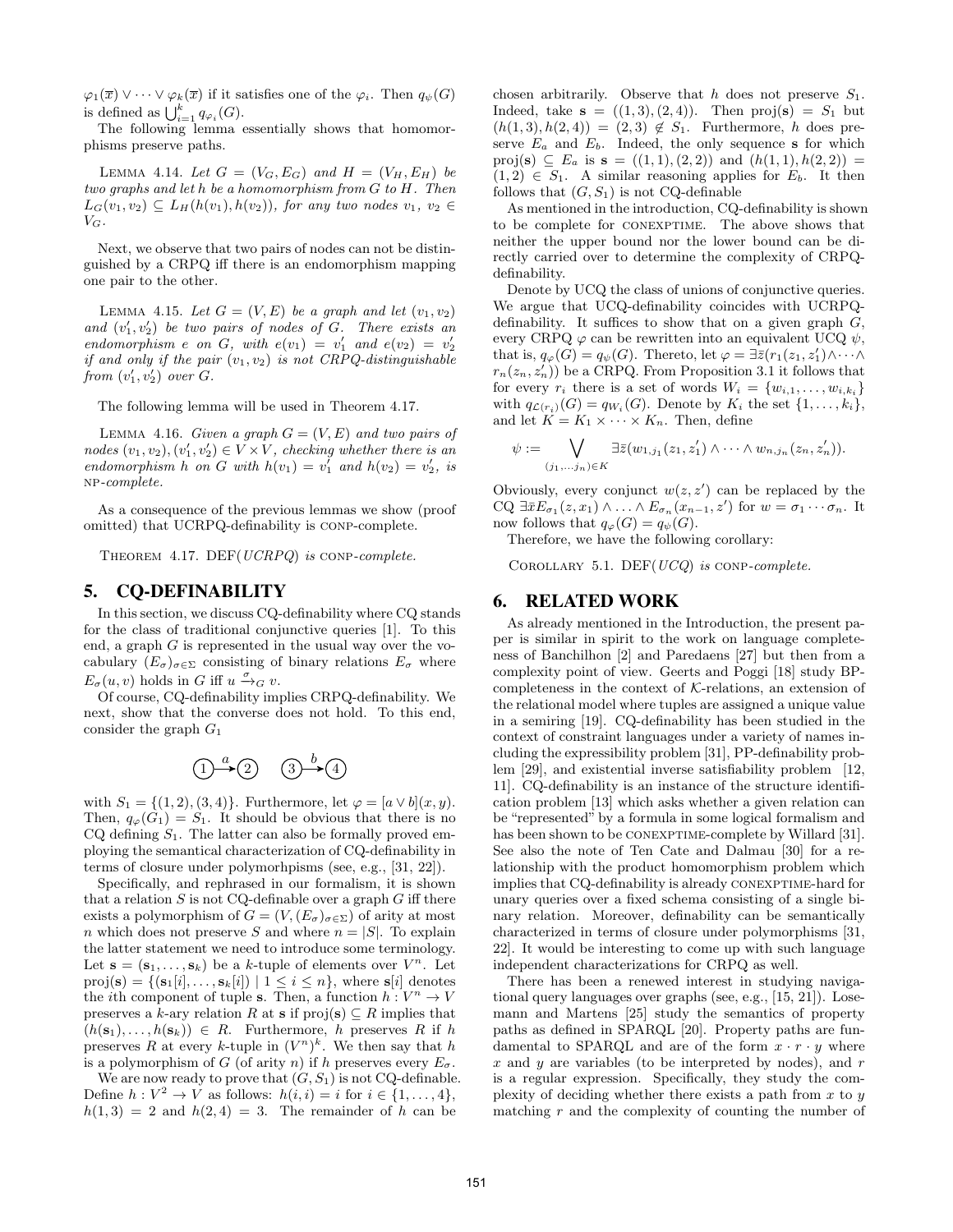$\varphi_1(\overline{x}) \vee \cdots \vee \varphi_k(\overline{x})$ if it satisfies one of the $\varphi_i$. Then $q_\psi(G)$ is defined as $\bigcup_{i=1}^k q_{\varphi_i}(G)$.

The following lemma essentially shows that homomorphisms preserve paths.

Lemma 4.14. *Let $G = (V_G, E_G)$ and $H = (V_H, E_H)$ be two graphs and let $h$ be a homomorphism from $G$ to $H$. Then $L_G(v_1, v_2) \subseteq L_H(h(v_1), h(v_2))$, for any two nodes $v_1$, $v_2 \in V_G$.*

Next, we observe that two pairs of nodes can not be distinguished by a CRPQ iff there is an endomorphism mapping one pair to the other.

Lemma 4.15. *Let $G = (V, E)$ be a graph and let $(v_1, v_2)$ and $(v_1', v_2')$ be two pairs of nodes of $G$. There exists an endomorphism $e$ on $G$, with $e(v_1) = v_1'$ and $e(v_2) = v_2'$ if and only if the pair $(v_1, v_2)$ is not CRPQ-distinguishable from $(v_1', v_2')$ over $G$.*

The following lemma will be used in Theorem 4.17.

Lemma 4.16. *Given a graph $G = (V, E)$ and two pairs of nodes $(v_1, v_2), (v_1', v_2') \in V \times V$, checking whether there is an endomorphism $h$ on $G$ with $h(v_1) = v_1'$ and $h(v_2) = v_2'$, is* np*-complete.*

As a consequence of the previous lemmas we show (proof omitted) that UCRPQ-definability is conp-complete.

Theorem 4.17. DEF(*UCRPQ*) *is* conp*-complete.*

## 5. CQ-DEFINABILITY

In this section, we discuss CQ-definability where CQ stands for the class of traditional conjunctive queries [1]. To this end, a graph $G$ is represented in the usual way over the vocabulary $(E_\sigma)_{\sigma \in \Sigma}$ consisting of binary relations $E_\sigma$ where $E_\sigma(u, v)$ holds in $G$ iff $u \xrightarrow{\sigma}_G v$.

Of course, CQ-definability implies CRPQ-definability. We next, show that the converse does not hold. To this end, consider the graph $G_1$

$$1 \xrightarrow{a} 2 \qquad 3 \xrightarrow{b} 4$$

with $S_1 = \{(1, 2), (3, 4)\}$. Furthermore, let $\varphi = [a \vee b](x, y)$. Then, $q_\varphi(G_1) = S_1$. It should be obvious that there is no CQ defining $S_1$. The latter can also be formally proved employing the semantical characterization of CQ-definability in terms of closure under polymorhpisms (see, e.g., [31, 22]).

Specifically, and rephrased in our formalism, it is shown that a relation $S$ is not CQ-definable over a graph $G$ iff there exists a polymorphism of $G = (V, (E_\sigma)_{\sigma \in \Sigma})$ of arity at most $n$ which does not preserve $S$ and where $n = |S|$. To explain the latter statement we need to introduce some terminology. Let $\mathbf{s} = (\mathbf{s}_1, \ldots, \mathbf{s}_k)$ be a $k$-tuple of elements over $V^n$. Let $\text{proj}(\mathbf{s}) = \{(\mathbf{s}_1[i], \ldots, \mathbf{s}_k[i]) \mid 1 \leq i \leq n\}$, where $\mathbf{s}[i]$ denotes the $i$th component of tuple $\mathbf{s}$. Then, a function $h : V^n \to V$ preserves a $k$-ary relation $R$ at $\mathbf{s}$ if $\text{proj}(\mathbf{s}) \subseteq R$ implies that $(h(\mathbf{s}_1), \ldots, h(\mathbf{s}_k)) \in R$. Furthermore, $h$ preserves $R$ if $h$ preserves $R$ at every $k$-tuple in $(V^n)^k$. We then say that $h$ is a polymorphism of $G$ (of arity $n$) if $h$ preserves every $E_\sigma$.

We are now ready to prove that $(G, S_1)$ is not CQ-definable. Define $h : V^2 \to V$ as follows: $h(i, i) = i$ for $i \in \{1, \ldots, 4\}$, $h(1, 3) = 2$ and $h(2, 4) = 3$. The remainder of $h$ can be chosen arbitrarily. Observe that $h$ does not preserve $S_1$. Indeed, take $\mathbf{s} = ((1, 3), (2, 4))$. Then $\text{proj}(\mathbf{s}) = S_1$ but $(h(1, 3), h(2, 4)) = (2, 3) \notin S_1$. Furthermore, $h$ does preserve $E_a$ and $E_b$. Indeed, the only sequence $\mathbf{s}$ for which $\text{proj}(\mathbf{s}) \subseteq E_a$ is $\mathbf{s} = ((1, 1), (2, 2))$ and $(h(1, 1), h(2, 2)) = (1, 2) \in S_1$. A similar reasoning applies for $E_b$. It then follows that $(G, S_1)$ is not CQ-definable

As mentioned in the introduction, CQ-definability is shown to be complete for conexptime. The above shows that neither the upper bound nor the lower bound can be directly carried over to determine the complexity of CRPQ-definability.

Denote by UCQ the class of unions of conjunctive queries. We argue that UCQ-definability coincides with UCRPQ-definability. It suffices to show that on a given graph $G$, every CRPQ $\varphi$ can be rewritten into an equivalent UCQ $\psi$, that is, $q_\varphi(G) = q_\psi(G)$. Thereto, let $\varphi = \exists \bar{z}(r_1(z_1, z_1') \wedge \cdots \wedge r_n(z_n, z_n'))$ be a CRPQ. From Proposition 3.1 it follows that for every $r_i$ there is a set of words $W_i = \{w_{i,1}, \ldots, w_{i,k_i}\}$ with $q_{\mathcal{L}(r_i)}(G) = q_{W_i}(G)$. Denote by $K_i$ the set $\{1, \ldots, k_i\}$, and let $K = K_1 \times \cdots \times K_n$. Then, define

$$\psi := \bigvee_{(j_1, \ldots j_n) \in K} \exists \bar{z}(w_{1,j_1}(z_1, z_1') \wedge \cdots \wedge w_{n,j_n}(z_n, z_n')).$$

Obviously, every conjunct $w(z, z')$ can be replaced by the CQ $\exists \bar{x} E_{\sigma_1}(z, x_1) \wedge \ldots \wedge E_{\sigma_n}(x_{n-1}, z')$ for $w = \sigma_1 \cdots \sigma_n$. It now follows that $q_\varphi(G) = q_\psi(G)$.

Therefore, we have the following corollary:

Corollary 5.1. DEF(*UCQ*) *is* conp*-complete.*

## 6. RELATED WORK

As already mentioned in the Introduction, the present paper is similar in spirit to the work on language completeness of Banchilhon [2] and Paredaens [27] but then from a complexity point of view. Geerts and Poggi [18] study BP-completeness in the context of $\mathcal{K}$-relations, an extension of the relational model where tuples are assigned a unique value in a semiring [19]. CQ-definability has been studied in the context of constraint languages under a variety of names including the expressibility problem [31], PP-definability problem [29], and existential inverse satisfiability problem [12, 11]. CQ-definability is an instance of the structure identification problem [13] which asks whether a given relation can be "represented" by a formula in some logical formalism and has been shown to be conexptime-complete by Willard [31]. See also the note of Ten Cate and Dalmau [30] for a relationship with the product homomorphism problem which implies that CQ-definability is already conexptime-hard for unary queries over a fixed schema consisting of a single binary relation. Moreover, definability can be semantically characterized in terms of closure under polymorphisms [31, 22]. It would be interesting to come up with such language independent characterizations for CRPQ as well.

There has been a renewed interest in studying navigational query languages over graphs (see, e.g., [15, 21]). Losemann and Martens [25] study the semantics of property paths as defined in SPARQL [20]. Property paths are fundamental to SPARQL and are of the form $x \cdot r \cdot y$ where $x$ and $y$ are variables (to be interpreted by nodes), and $r$ is a regular expression. Specifically, they study the complexity of deciding whether there exists a path from $x$ to $y$ matching $r$ and the complexity of counting the number of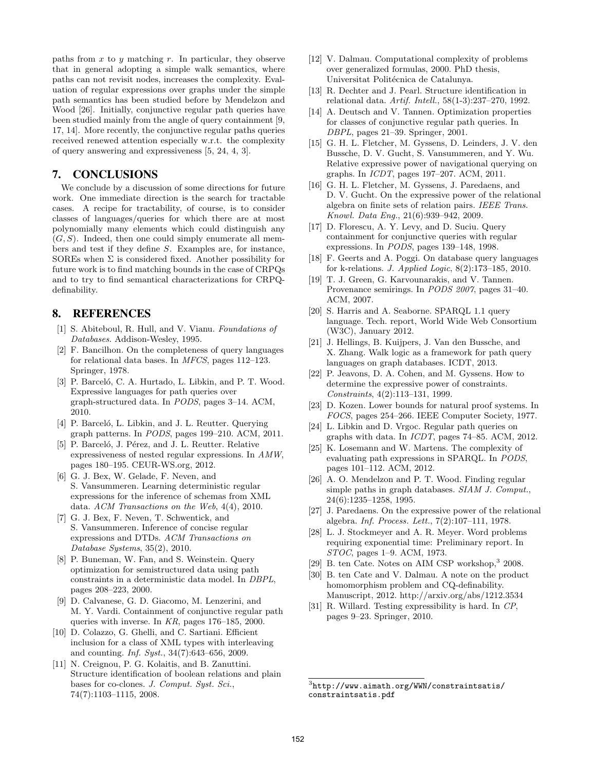paths from $x$ to $y$ matching $r$. In particular, they observe that in general adopting a simple walk semantics, where paths can not revisit nodes, increases the complexity. Evaluation of regular expressions over graphs under the simple path semantics has been studied before by Mendelzon and Wood [26]. Initially, conjunctive regular path queries have been studied mainly from the angle of query containment [9, 17, 14]. More recently, the conjunctive regular paths queries received renewed attention especially w.r.t. the complexity of query answering and expressiveness [5, 24, 4, 3].

## 7. CONCLUSIONS

We conclude by a discussion of some directions for future work. One immediate direction is the search for tractable cases. A recipe for tractability, of course, is to consider classes of languages/queries for which there are at most polynomially many elements which could distinguish any $(G, S)$. Indeed, then one could simply enumerate all members and test if they define $S$. Examples are, for instance, SOREs when $\Sigma$ is considered fixed. Another possibility for future work is to find matching bounds in the case of CRPQs and to try to find semantical characterizations for CRPQ-definability.

## 8. REFERENCES

[1] S. Abiteboul, R. Hull, and V. Vianu. *Foundations of Databases*. Addison-Wesley, 1995.

[2] F. Bancilhon. On the completeness of query languages for relational data bases. In *MFCS*, pages 112–123. Springer, 1978.

[3] P. Barceló, C. A. Hurtado, L. Libkin, and P. T. Wood. Expressive languages for path queries over graph-structured data. In *PODS*, pages 3–14. ACM, 2010.

[4] P. Barceló, L. Libkin, and J. L. Reutter. Querying graph patterns. In *PODS*, pages 199–210. ACM, 2011.

[5] P. Barceló, J. Pérez, and J. L. Reutter. Relative expressiveness of nested regular expressions. In *AMW*, pages 180–195. CEUR-WS.org, 2012.

[6] G. J. Bex, W. Gelade, F. Neven, and S. Vansummeren. Learning deterministic regular expressions for the inference of schemas from XML data. *ACM Transactions on the Web*, 4(4), 2010.

[7] G. J. Bex, F. Neven, T. Schwentick, and S. Vansummeren. Inference of concise regular expressions and DTDs. *ACM Transactions on Database Systems*, 35(2), 2010.

[8] P. Buneman, W. Fan, and S. Weinstein. Query optimization for semistructured data using path constraints in a deterministic data model. In *DBPL*, pages 208–223, 2000.

[9] D. Calvanese, G. D. Giacomo, M. Lenzerini, and M. Y. Vardi. Containment of conjunctive regular path queries with inverse. In *KR*, pages 176–185, 2000.

[10] D. Colazzo, G. Ghelli, and C. Sartiani. Efficient inclusion for a class of XML types with interleaving and counting. *Inf. Syst.*, 34(7):643–656, 2009.

[11] N. Creignou, P. G. Kolaitis, and B. Zanuttini. Structure identification of boolean relations and plain bases for co-clones. *J. Comput. Syst. Sci.*, 74(7):1103–1115, 2008.

[12] V. Dalmau. Computational complexity of problems over generalized formulas, 2000. PhD thesis, Universitat Politécnica de Catalunya.

[13] R. Dechter and J. Pearl. Structure identification in relational data. *Artif. Intell.*, 58(1-3):237–270, 1992.

[14] A. Deutsch and V. Tannen. Optimization properties for classes of conjunctive regular path queries. In *DBPL*, pages 21–39. Springer, 2001.

[15] G. H. L. Fletcher, M. Gyssens, D. Leinders, J. V. den Bussche, D. V. Gucht, S. Vansummeren, and Y. Wu. Relative expressive power of navigational querying on graphs. In *ICDT*, pages 197–207. ACM, 2011.

[16] G. H. L. Fletcher, M. Gyssens, J. Paredaens, and D. V. Gucht. On the expressive power of the relational algebra on finite sets of relation pairs. *IEEE Trans. Knowl. Data Eng.*, 21(6):939–942, 2009.

[17] D. Florescu, A. Y. Levy, and D. Suciu. Query containment for conjunctive queries with regular expressions. In *PODS*, pages 139–148, 1998.

[18] F. Geerts and A. Poggi. On database query languages for k-relations. *J. Applied Logic*, 8(2):173–185, 2010.

[19] T. J. Green, G. Karvounarakis, and V. Tannen. Provenance semirings. In *PODS 2007*, pages 31–40. ACM, 2007.

[20] S. Harris and A. Seaborne. SPARQL 1.1 query language. Tech. report, World Wide Web Consortium (W3C), January 2012.

[21] J. Hellings, B. Kuijpers, J. Van den Bussche, and X. Zhang. Walk logic as a framework for path query languages on graph databases. ICDT, 2013.

[22] P. Jeavons, D. A. Cohen, and M. Gyssens. How to determine the expressive power of constraints. *Constraints*, 4(2):113–131, 1999.

[23] D. Kozen. Lower bounds for natural proof systems. In *FOCS*, pages 254–266. IEEE Computer Society, 1977.

[24] L. Libkin and D. Vrgoc. Regular path queries on graphs with data. In *ICDT*, pages 74–85. ACM, 2012.

[25] K. Losemann and W. Martens. The complexity of evaluating path expressions in SPARQL. In *PODS*, pages 101–112. ACM, 2012.

[26] A. O. Mendelzon and P. T. Wood. Finding regular simple paths in graph databases. *SIAM J. Comput.*, 24(6):1235–1258, 1995.

[27] J. Paredaens. On the expressive power of the relational algebra. *Inf. Process. Lett.*, 7(2):107–111, 1978.

[28] L. J. Stockmeyer and A. R. Meyer. Word problems requiring exponential time: Preliminary report. In *STOC*, pages 1–9. ACM, 1973.

[29] B. ten Cate. Notes on AIM CSP workshop,[3] 2008.

[30] B. ten Cate and V. Dalmau. A note on the product homomorphism problem and CQ-definability. Manuscript, 2012. http://arxiv.org/abs/1212.3534

[31] R. Willard. Testing expressibility is hard. In *CP*, pages 9–23. Springer, 2010.

[3] http://www.aimath.org/WWN/constraintsatis/constraintsatis.pdf